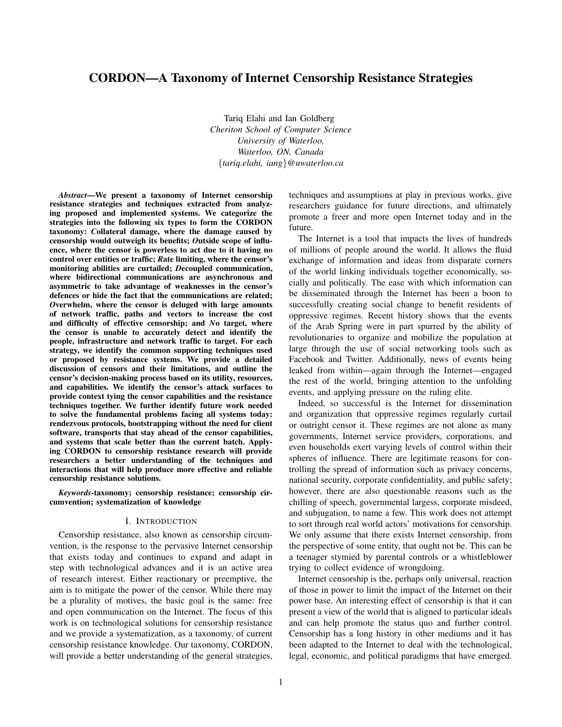# CORDON—A Taxonomy of Internet Censorship Resistance Strategies

Tariq Elahi and Ian Goldberg
*Cheriton School of Computer Science*
*University of Waterloo,*
*Waterloo, ON, Canada*
{*tariq.elahi, iang*}*@uwaterloo.ca*

***Abstract*—We present a taxonomy of Internet censorship resistance strategies and techniques extracted from analyzing proposed and implemented systems. We categorize the strategies into the following six types to form the CORDON taxonomy: *C*ollateral damage, where the damage caused by censorship would outweigh its benefits; *O*utside scope of influence, where the censor is powerless to act due to it having no control over entities or traffic; *R*ate limiting, where the censor's monitoring abilities are curtailed; *D*ecoupled communication, where bidirectional communications are asynchronous and asymmetric to take advantage of weaknesses in the censor's defences or hide the fact that the communications are related; *O*verwhelm, where the censor is deluged with large amounts of network traffic, paths and vectors to increase the cost and difficulty of effective censorship; and *N*o target, where the censor is unable to accurately detect and identify the people, infrastructure and network traffic to target. For each strategy, we identify the common supporting techniques used or proposed by resistance systems. We provide a detailed discussion of censors and their limitations, and outline the censor's decision-making process based on its utility, resources, and capabilities. We identify the censor's attack surfaces to provide context tying the censor capabilities and the resistance techniques together. We further identify future work needed to solve the fundamental problems facing all systems today: rendezvous protocols, bootstrapping without the need for client software, transports that stay ahead of the censor capabilities, and systems that scale better than the current batch. Applying CORDON to censorship resistance research will provide researchers a better understanding of the techniques and interactions that will help produce more effective and reliable censorship resistance solutions.**

***Keywords*-taxonomy; censorship resistance; censorship circumvention; systematization of knowledge**

## I. Introduction

Censorship resistance, also known as censorship circumvention, is the response to the pervasive Internet censorship that exists today and continues to expand and adapt in step with technological advances and it is an active area of research interest. Either reactionary or preemptive, the aim is to mitigate the power of the censor. While there may be a plurality of motives, the basic goal is the same: free and open communication on the Internet. The focus of this work is on technological solutions for censorship resistance and we provide a systematization, as a taxonomy, of current censorship resistance knowledge. Our taxonomy, CORDON, will provide a better understanding of the general strategies, techniques and assumptions at play in previous works, give researchers guidance for future directions, and ultimately promote a freer and more open Internet today and in the future.

The Internet is a tool that impacts the lives of hundreds of millions of people around the world. It allows the fluid exchange of information and ideas from disparate corners of the world linking individuals together economically, socially and politically. The ease with which information can be disseminated through the Internet has been a boon to successfully creating social change to benefit residents of oppressive regimes. Recent history shows that the events of the Arab Spring were in part spurred by the ability of revolutionaries to organize and mobilize the population at large through the use of social networking tools such as Facebook and Twitter. Additionally, news of events being leaked from within—again through the Internet—engaged the rest of the world, bringing attention to the unfolding events, and applying pressure on the ruling elite.

Indeed, so successful is the Internet for dissemination and organization that oppressive regimes regularly curtail or outright censor it. These regimes are not alone as many governments, Internet service providers, corporations, and even households exert varying levels of control within their spheres of influence. There are legitimate reasons for controlling the spread of information such as privacy concerns, national security, corporate confidentiality, and public safety; however, there are also questionable reasons such as the chilling of speech, governmental largess, corporate misdeed, and subjugation, to name a few. This work does not attempt to sort through real world actors' motivations for censorship. We only assume that there exists Internet censorship, from the perspective of some entity, that ought not be. This can be a teenager stymied by parental controls or a whistleblower trying to collect evidence of wrongdoing.

Internet censorship is the, perhaps only universal, reaction of those in power to limit the impact of the Internet on their power base. An interesting effect of censorship is that it can present a view of the world that is aligned to particular ideals and can help promote the status quo and further control. Censorship has a long history in other mediums and it has been adapted to the Internet to deal with the technological, legal, economic, and political paradigms that have emerged.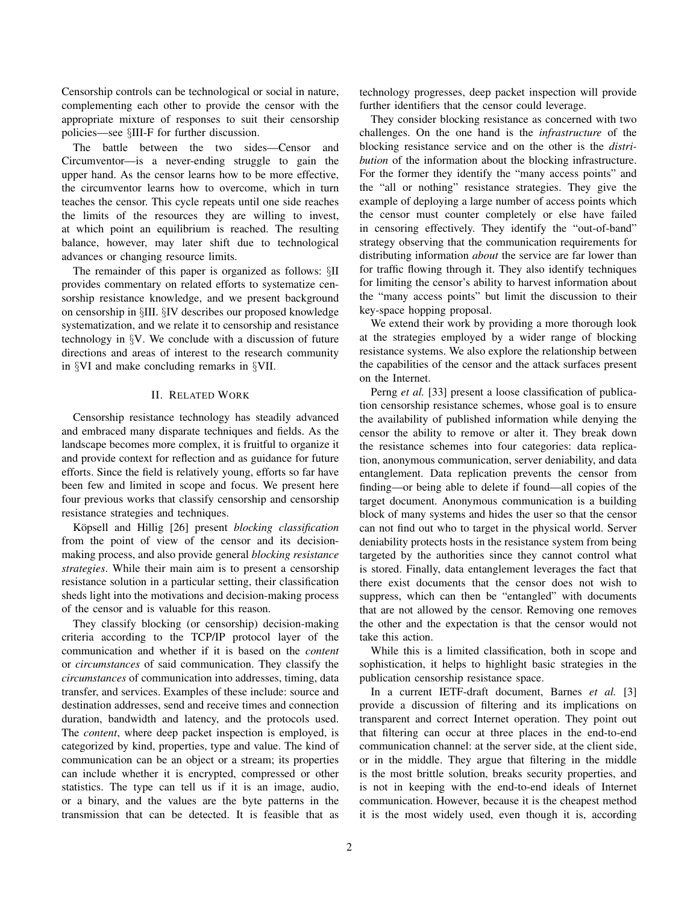Censorship controls can be technological or social in nature, complementing each other to provide the censor with the appropriate mixture of responses to suit their censorship policies—see §III-F for further discussion.

The battle between the two sides—Censor and Circumventor—is a never-ending struggle to gain the upper hand. As the censor learns how to be more effective, the circumventor learns how to overcome, which in turn teaches the censor. This cycle repeats until one side reaches the limits of the resources they are willing to invest, at which point an equilibrium is reached. The resulting balance, however, may later shift due to technological advances or changing resource limits.

The remainder of this paper is organized as follows: §II provides commentary on related efforts to systematize censorship resistance knowledge, and we present background on censorship in §III. §IV describes our proposed knowledge systematization, and we relate it to censorship and resistance technology in §V. We conclude with a discussion of future directions and areas of interest to the research community in §VI and make concluding remarks in §VII.

## II. Related Work

Censorship resistance technology has steadily advanced and embraced many disparate techniques and fields. As the landscape becomes more complex, it is fruitful to organize it and provide context for reflection and as guidance for future efforts. Since the field is relatively young, efforts so far have been few and limited in scope and focus. We present here four previous works that classify censorship and censorship resistance strategies and techniques.

Köpsell and Hillig [26] present *blocking classification* from the point of view of the censor and its decision-making process, and also provide general *blocking resistance strategies*. While their main aim is to present a censorship resistance solution in a particular setting, their classification sheds light into the motivations and decision-making process of the censor and is valuable for this reason.

They classify blocking (or censorship) decision-making criteria according to the TCP/IP protocol layer of the communication and whether if it is based on the *content* or *circumstances* of said communication. They classify the *circumstances* of communication into addresses, timing, data transfer, and services. Examples of these include: source and destination addresses, send and receive times and connection duration, bandwidth and latency, and the protocols used. The *content*, where deep packet inspection is employed, is categorized by kind, properties, type and value. The kind of communication can be an object or a stream; its properties can include whether it is encrypted, compressed or other statistics. The type can tell us if it is an image, audio, or a binary, and the values are the byte patterns in the transmission that can be detected. It is feasible that as technology progresses, deep packet inspection will provide further identifiers that the censor could leverage.

They consider blocking resistance as concerned with two challenges. On the one hand is the *infrastructure* of the blocking resistance service and on the other is the *distribution* of the information about the blocking infrastructure. For the former they identify the "many access points" and the "all or nothing" resistance strategies. They give the example of deploying a large number of access points which the censor must counter completely or else have failed in censoring effectively. They identify the "out-of-band" strategy observing that the communication requirements for distributing information *about* the service are far lower than for traffic flowing through it. They also identify techniques for limiting the censor's ability to harvest information about the "many access points" but limit the discussion to their key-space hopping proposal.

We extend their work by providing a more thorough look at the strategies employed by a wider range of blocking resistance systems. We also explore the relationship between the capabilities of the censor and the attack surfaces present on the Internet.

Perng *et al.* [33] present a loose classification of publication censorship resistance schemes, whose goal is to ensure the availability of published information while denying the censor the ability to remove or alter it. They break down the resistance schemes into four categories: data replication, anonymous communication, server deniability, and data entanglement. Data replication prevents the censor from finding—or being able to delete if found—all copies of the target document. Anonymous communication is a building block of many systems and hides the user so that the censor can not find out who to target in the physical world. Server deniability protects hosts in the resistance system from being targeted by the authorities since they cannot control what is stored. Finally, data entanglement leverages the fact that there exist documents that the censor does not wish to suppress, which can then be "entangled" with documents that are not allowed by the censor. Removing one removes the other and the expectation is that the censor would not take this action.

While this is a limited classification, both in scope and sophistication, it helps to highlight basic strategies in the publication censorship resistance space.

In a current IETF-draft document, Barnes *et al.* [3] provide a discussion of filtering and its implications on transparent and correct Internet operation. They point out that filtering can occur at three places in the end-to-end communication channel: at the server side, at the client side, or in the middle. They argue that filtering in the middle is the most brittle solution, breaks security properties, and is not in keeping with the end-to-end ideals of Internet communication. However, because it is the cheapest method it is the most widely used, even though it is, according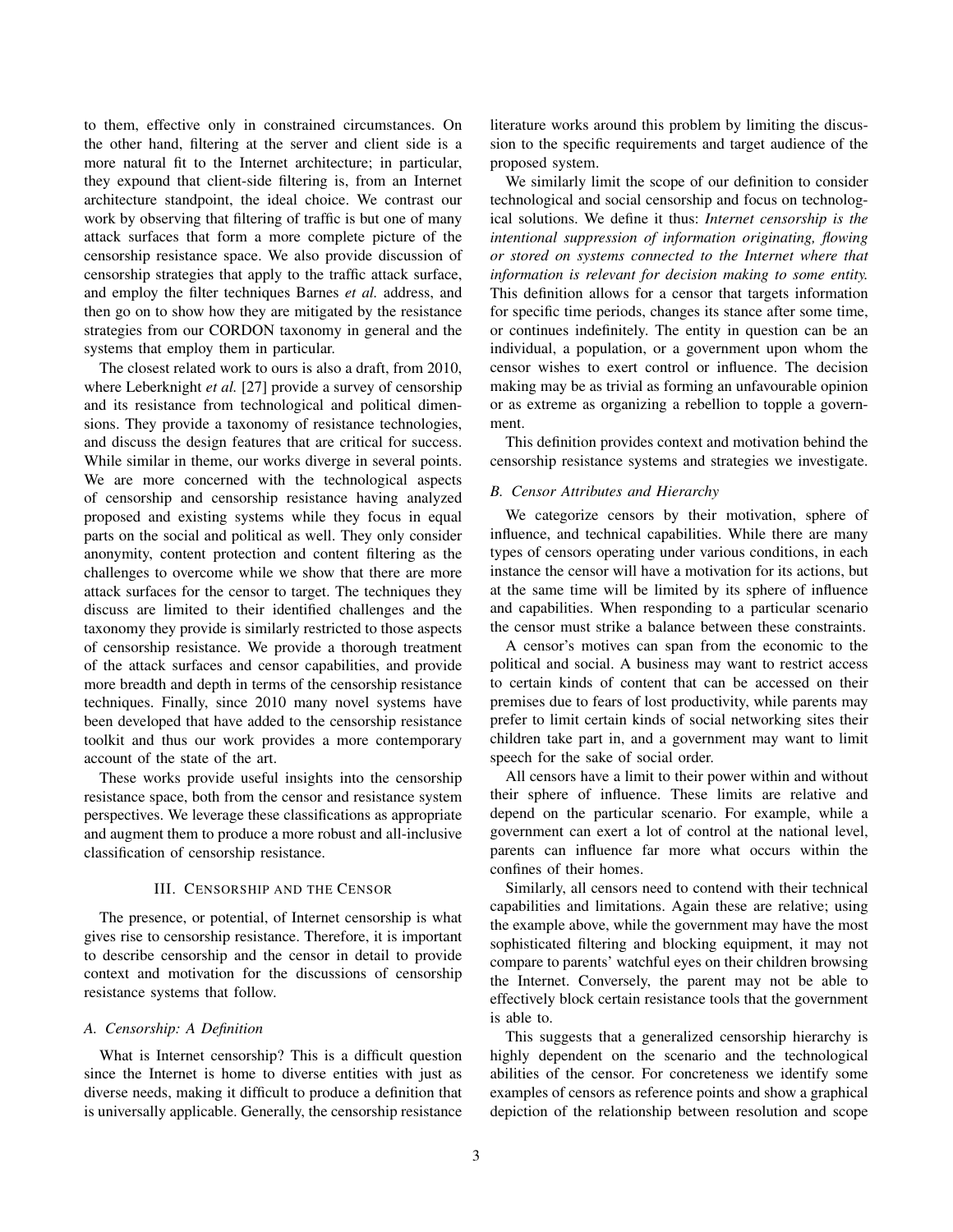to them, effective only in constrained circumstances. On the other hand, filtering at the server and client side is a more natural fit to the Internet architecture; in particular, they expound that client-side filtering is, from an Internet architecture standpoint, the ideal choice. We contrast our work by observing that filtering of traffic is but one of many attack surfaces that form a more complete picture of the censorship resistance space. We also provide discussion of censorship strategies that apply to the traffic attack surface, and employ the filter techniques Barnes *et al.* address, and then go on to show how they are mitigated by the resistance strategies from our CORDON taxonomy in general and the systems that employ them in particular.

The closest related work to ours is also a draft, from 2010, where Leberknight *et al.* [27] provide a survey of censorship and its resistance from technological and political dimensions. They provide a taxonomy of resistance technologies, and discuss the design features that are critical for success. While similar in theme, our works diverge in several points. We are more concerned with the technological aspects of censorship and censorship resistance having analyzed proposed and existing systems while they focus in equal parts on the social and political as well. They only consider anonymity, content protection and content filtering as the challenges to overcome while we show that there are more attack surfaces for the censor to target. The techniques they discuss are limited to their identified challenges and the taxonomy they provide is similarly restricted to those aspects of censorship resistance. We provide a thorough treatment of the attack surfaces and censor capabilities, and provide more breadth and depth in terms of the censorship resistance techniques. Finally, since 2010 many novel systems have been developed that have added to the censorship resistance toolkit and thus our work provides a more contemporary account of the state of the art.

These works provide useful insights into the censorship resistance space, both from the censor and resistance system perspectives. We leverage these classifications as appropriate and augment them to produce a more robust and all-inclusive classification of censorship resistance.

## III. Censorship and the Censor

The presence, or potential, of Internet censorship is what gives rise to censorship resistance. Therefore, it is important to describe censorship and the censor in detail to provide context and motivation for the discussions of censorship resistance systems that follow.

### *A. Censorship: A Definition*

What is Internet censorship? This is a difficult question since the Internet is home to diverse entities with just as diverse needs, making it difficult to produce a definition that is universally applicable. Generally, the censorship resistance literature works around this problem by limiting the discussion to the specific requirements and target audience of the proposed system.

We similarly limit the scope of our definition to consider technological and social censorship and focus on technological solutions. We define it thus: *Internet censorship is the intentional suppression of information originating, flowing or stored on systems connected to the Internet where that information is relevant for decision making to some entity.* This definition allows for a censor that targets information for specific time periods, changes its stance after some time, or continues indefinitely. The entity in question can be an individual, a population, or a government upon whom the censor wishes to exert control or influence. The decision making may be as trivial as forming an unfavourable opinion or as extreme as organizing a rebellion to topple a government.

This definition provides context and motivation behind the censorship resistance systems and strategies we investigate.

### *B. Censor Attributes and Hierarchy*

We categorize censors by their motivation, sphere of influence, and technical capabilities. While there are many types of censors operating under various conditions, in each instance the censor will have a motivation for its actions, but at the same time will be limited by its sphere of influence and capabilities. When responding to a particular scenario the censor must strike a balance between these constraints.

A censor's motives can span from the economic to the political and social. A business may want to restrict access to certain kinds of content that can be accessed on their premises due to fears of lost productivity, while parents may prefer to limit certain kinds of social networking sites their children take part in, and a government may want to limit speech for the sake of social order.

All censors have a limit to their power within and without their sphere of influence. These limits are relative and depend on the particular scenario. For example, while a government can exert a lot of control at the national level, parents can influence far more what occurs within the confines of their homes.

Similarly, all censors need to contend with their technical capabilities and limitations. Again these are relative; using the example above, while the government may have the most sophisticated filtering and blocking equipment, it may not compare to parents' watchful eyes on their children browsing the Internet. Conversely, the parent may not be able to effectively block certain resistance tools that the government is able to.

This suggests that a generalized censorship hierarchy is highly dependent on the scenario and the technological abilities of the censor. For concreteness we identify some examples of censors as reference points and show a graphical depiction of the relationship between resolution and scope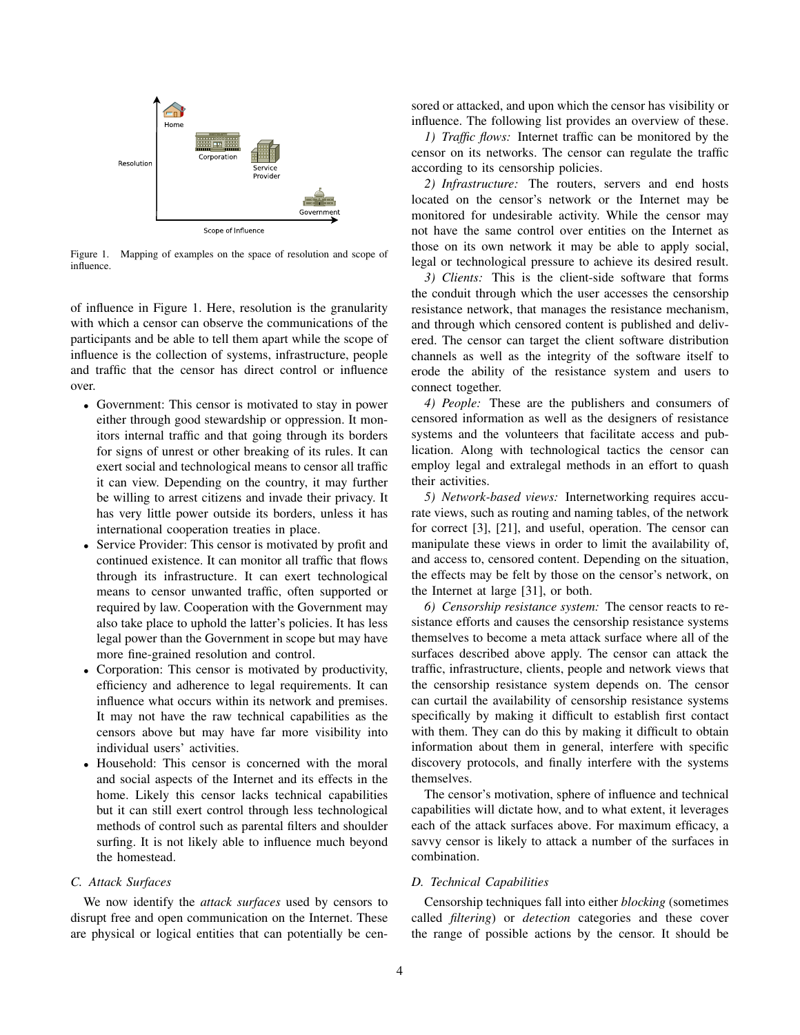Figure 1. Mapping of examples on the space of resolution and scope of influence.

of influence in Figure 1. Here, resolution is the granularity with which a censor can observe the communications of the participants and be able to tell them apart while the scope of influence is the collection of systems, infrastructure, people and traffic that the censor has direct control or influence over.

- Government: This censor is motivated to stay in power either through good stewardship or oppression. It monitors internal traffic and that going through its borders for signs of unrest or other breaking of its rules. It can exert social and technological means to censor all traffic it can view. Depending on the country, it may further be willing to arrest citizens and invade their privacy. It has very little power outside its borders, unless it has international cooperation treaties in place.
- Service Provider: This censor is motivated by profit and continued existence. It can monitor all traffic that flows through its infrastructure. It can exert technological means to censor unwanted traffic, often supported or required by law. Cooperation with the Government may also take place to uphold the latter's policies. It has less legal power than the Government in scope but may have more fine-grained resolution and control.
- Corporation: This censor is motivated by productivity, efficiency and adherence to legal requirements. It can influence what occurs within its network and premises. It may not have the raw technical capabilities as the censors above but may have far more visibility into individual users' activities.
- Household: This censor is concerned with the moral and social aspects of the Internet and its effects in the home. Likely this censor lacks technical capabilities but it can still exert control through less technological methods of control such as parental filters and shoulder surfing. It is not likely able to influence much beyond the homestead.

### C. Attack Surfaces

We now identify the *attack surfaces* used by censors to disrupt free and open communication on the Internet. These are physical or logical entities that can potentially be censored or attacked, and upon which the censor has visibility or influence. The following list provides an overview of these.

*1) Traffic flows:* Internet traffic can be monitored by the censor on its networks. The censor can regulate the traffic according to its censorship policies.

*2) Infrastructure:* The routers, servers and end hosts located on the censor's network or the Internet may be monitored for undesirable activity. While the censor may not have the same control over entities on the Internet as those on its own network it may be able to apply social, legal or technological pressure to achieve its desired result.

*3) Clients:* This is the client-side software that forms the conduit through which the user accesses the censorship resistance network, that manages the resistance mechanism, and through which censored content is published and delivered. The censor can target the client software distribution channels as well as the integrity of the software itself to erode the ability of the resistance system and users to connect together.

*4) People:* These are the publishers and consumers of censored information as well as the designers of resistance systems and the volunteers that facilitate access and publication. Along with technological tactics the censor can employ legal and extralegal methods in an effort to quash their activities.

*5) Network-based views:* Internetworking requires accurate views, such as routing and naming tables, of the network for correct [3], [21], and useful, operation. The censor can manipulate these views in order to limit the availability of, and access to, censored content. Depending on the situation, the effects may be felt by those on the censor's network, on the Internet at large [31], or both.

*6) Censorship resistance system:* The censor reacts to resistance efforts and causes the censorship resistance systems themselves to become a meta attack surface where all of the surfaces described above apply. The censor can attack the traffic, infrastructure, clients, people and network views that the censorship resistance system depends on. The censor can curtail the availability of censorship resistance systems specifically by making it difficult to establish first contact with them. They can do this by making it difficult to obtain information about them in general, interfere with specific discovery protocols, and finally interfere with the systems themselves.

The censor's motivation, sphere of influence and technical capabilities will dictate how, and to what extent, it leverages each of the attack surfaces above. For maximum efficacy, a savvy censor is likely to attack a number of the surfaces in combination.

### D. Technical Capabilities

Censorship techniques fall into either *blocking* (sometimes called *filtering*) or *detection* categories and these cover the range of possible actions by the censor. It should be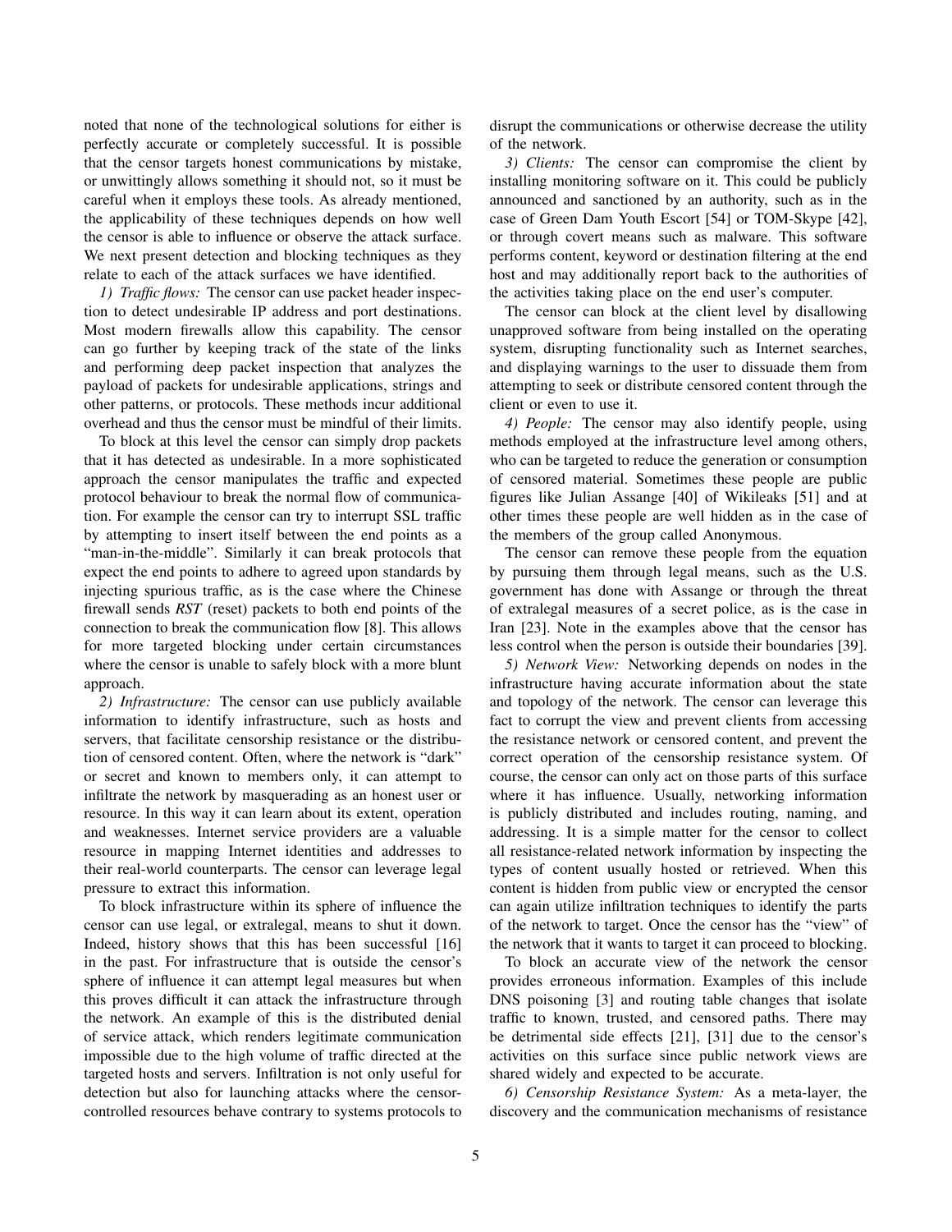noted that none of the technological solutions for either is perfectly accurate or completely successful. It is possible that the censor targets honest communications by mistake, or unwittingly allows something it should not, so it must be careful when it employs these tools. As already mentioned, the applicability of these techniques depends on how well the censor is able to influence or observe the attack surface. We next present detection and blocking techniques as they relate to each of the attack surfaces we have identified.

*1) Traffic flows:* The censor can use packet header inspection to detect undesirable IP address and port destinations. Most modern firewalls allow this capability. The censor can go further by keeping track of the state of the links and performing deep packet inspection that analyzes the payload of packets for undesirable applications, strings and other patterns, or protocols. These methods incur additional overhead and thus the censor must be mindful of their limits.

To block at this level the censor can simply drop packets that it has detected as undesirable. In a more sophisticated approach the censor manipulates the traffic and expected protocol behaviour to break the normal flow of communication. For example the censor can try to interrupt SSL traffic by attempting to insert itself between the end points as a "man-in-the-middle". Similarly it can break protocols that expect the end points to adhere to agreed upon standards by injecting spurious traffic, as is the case where the Chinese firewall sends *RST* (reset) packets to both end points of the connection to break the communication flow [8]. This allows for more targeted blocking under certain circumstances where the censor is unable to safely block with a more blunt approach.

*2) Infrastructure:* The censor can use publicly available information to identify infrastructure, such as hosts and servers, that facilitate censorship resistance or the distribution of censored content. Often, where the network is "dark" or secret and known to members only, it can attempt to infiltrate the network by masquerading as an honest user or resource. In this way it can learn about its extent, operation and weaknesses. Internet service providers are a valuable resource in mapping Internet identities and addresses to their real-world counterparts. The censor can leverage legal pressure to extract this information.

To block infrastructure within its sphere of influence the censor can use legal, or extralegal, means to shut it down. Indeed, history shows that this has been successful [16] in the past. For infrastructure that is outside the censor's sphere of influence it can attempt legal measures but when this proves difficult it can attack the infrastructure through the network. An example of this is the distributed denial of service attack, which renders legitimate communication impossible due to the high volume of traffic directed at the targeted hosts and servers. Infiltration is not only useful for detection but also for launching attacks where the censor-controlled resources behave contrary to systems protocols to disrupt the communications or otherwise decrease the utility of the network.

*3) Clients:* The censor can compromise the client by installing monitoring software on it. This could be publicly announced and sanctioned by an authority, such as in the case of Green Dam Youth Escort [54] or TOM-Skype [42], or through covert means such as malware. This software performs content, keyword or destination filtering at the end host and may additionally report back to the authorities of the activities taking place on the end user's computer.

The censor can block at the client level by disallowing unapproved software from being installed on the operating system, disrupting functionality such as Internet searches, and displaying warnings to the user to dissuade them from attempting to seek or distribute censored content through the client or even to use it.

*4) People:* The censor may also identify people, using methods employed at the infrastructure level among others, who can be targeted to reduce the generation or consumption of censored material. Sometimes these people are public figures like Julian Assange [40] of Wikileaks [51] and at other times these people are well hidden as in the case of the members of the group called Anonymous.

The censor can remove these people from the equation by pursuing them through legal means, such as the U.S. government has done with Assange or through the threat of extralegal measures of a secret police, as is the case in Iran [23]. Note in the examples above that the censor has less control when the person is outside their boundaries [39].

*5) Network View:* Networking depends on nodes in the infrastructure having accurate information about the state and topology of the network. The censor can leverage this fact to corrupt the view and prevent clients from accessing the resistance network or censored content, and prevent the correct operation of the censorship resistance system. Of course, the censor can only act on those parts of this surface where it has influence. Usually, networking information is publicly distributed and includes routing, naming, and addressing. It is a simple matter for the censor to collect all resistance-related network information by inspecting the types of content usually hosted or retrieved. When this content is hidden from public view or encrypted the censor can again utilize infiltration techniques to identify the parts of the network to target. Once the censor has the "view" of the network that it wants to target it can proceed to blocking.

To block an accurate view of the network the censor provides erroneous information. Examples of this include DNS poisoning [3] and routing table changes that isolate traffic to known, trusted, and censored paths. There may be detrimental side effects [21], [31] due to the censor's activities on this surface since public network views are shared widely and expected to be accurate.

*6) Censorship Resistance System:* As a meta-layer, the discovery and the communication mechanisms of resistance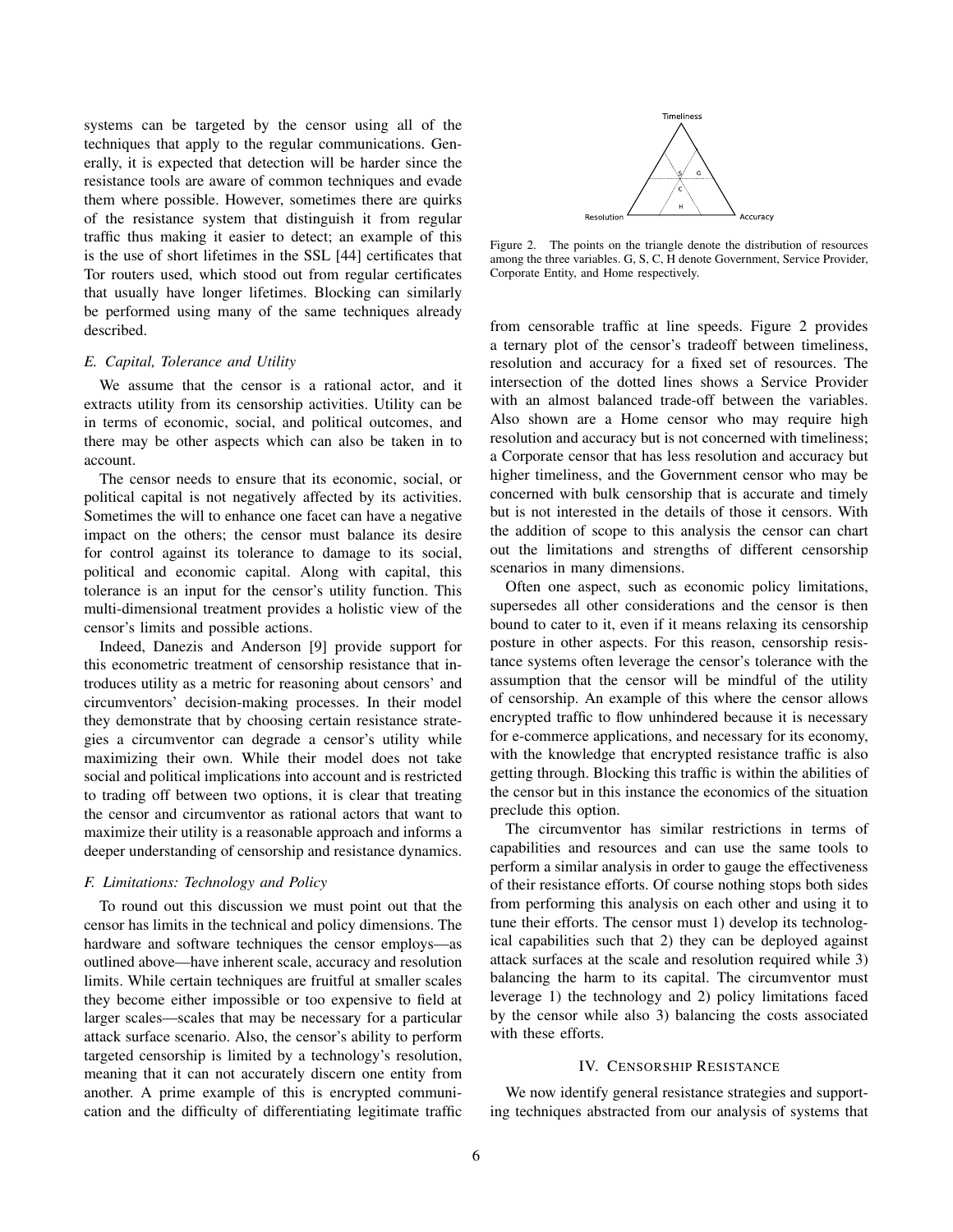systems can be targeted by the censor using all of the techniques that apply to the regular communications. Generally, it is expected that detection will be harder since the resistance tools are aware of common techniques and evade them where possible. However, sometimes there are quirks of the resistance system that distinguish it from regular traffic thus making it easier to detect; an example of this is the use of short lifetimes in the SSL [44] certificates that Tor routers used, which stood out from regular certificates that usually have longer lifetimes. Blocking can similarly be performed using many of the same techniques already described.

### E. Capital, Tolerance and Utility

We assume that the censor is a rational actor, and it extracts utility from its censorship activities. Utility can be in terms of economic, social, and political outcomes, and there may be other aspects which can also be taken in to account.

The censor needs to ensure that its economic, social, or political capital is not negatively affected by its activities. Sometimes the will to enhance one facet can have a negative impact on the others; the censor must balance its desire for control against its tolerance to damage to its social, political and economic capital. Along with capital, this tolerance is an input for the censor's utility function. This multi-dimensional treatment provides a holistic view of the censor's limits and possible actions.

Indeed, Danezis and Anderson [9] provide support for this econometric treatment of censorship resistance that introduces utility as a metric for reasoning about censors' and circumventors' decision-making processes. In their model they demonstrate that by choosing certain resistance strategies a circumventor can degrade a censor's utility while maximizing their own. While their model does not take social and political implications into account and is restricted to trading off between two options, it is clear that treating the censor and circumventor as rational actors that want to maximize their utility is a reasonable approach and informs a deeper understanding of censorship and resistance dynamics.

### F. Limitations: Technology and Policy

To round out this discussion we must point out that the censor has limits in the technical and policy dimensions. The hardware and software techniques the censor employs—as outlined above—have inherent scale, accuracy and resolution limits. While certain techniques are fruitful at smaller scales they become either impossible or too expensive to field at larger scales—scales that may be necessary for a particular attack surface scenario. Also, the censor's ability to perform targeted censorship is limited by a technology's resolution, meaning that it can not accurately discern one entity from another. A prime example of this is encrypted communication and the difficulty of differentiating legitimate traffic from censorable traffic at line speeds. Figure 2 provides a ternary plot of the censor's tradeoff between timeliness, resolution and accuracy for a fixed set of resources. The intersection of the dotted lines shows a Service Provider with an almost balanced trade-off between the variables. Also shown are a Home censor who may require high resolution and accuracy but is not concerned with timeliness; a Corporate censor that has less resolution and accuracy but higher timeliness, and the Government censor who may be concerned with bulk censorship that is accurate and timely but is not interested in the details of those it censors. With the addition of scope to this analysis the censor can chart out the limitations and strengths of different censorship scenarios in many dimensions.

Figure 2. The points on the triangle denote the distribution of resources among the three variables. G, S, C, H denote Government, Service Provider, Corporate Entity, and Home respectively.

Often one aspect, such as economic policy limitations, supersedes all other considerations and the censor is then bound to cater to it, even if it means relaxing its censorship posture in other aspects. For this reason, censorship resistance systems often leverage the censor's tolerance with the assumption that the censor will be mindful of the utility of censorship. An example of this where the censor allows encrypted traffic to flow unhindered because it is necessary for e-commerce applications, and necessary for its economy, with the knowledge that encrypted resistance traffic is also getting through. Blocking this traffic is within the abilities of the censor but in this instance the economics of the situation preclude this option.

The circumventor has similar restrictions in terms of capabilities and resources and can use the same tools to perform a similar analysis in order to gauge the effectiveness of their resistance efforts. Of course nothing stops both sides from performing this analysis on each other and using it to tune their efforts. The censor must 1) develop its technological capabilities such that 2) they can be deployed against attack surfaces at the scale and resolution required while 3) balancing the harm to its capital. The circumventor must leverage 1) the technology and 2) policy limitations faced by the censor while also 3) balancing the costs associated with these efforts.

## IV. Censorship Resistance

We now identify general resistance strategies and supporting techniques abstracted from our analysis of systems that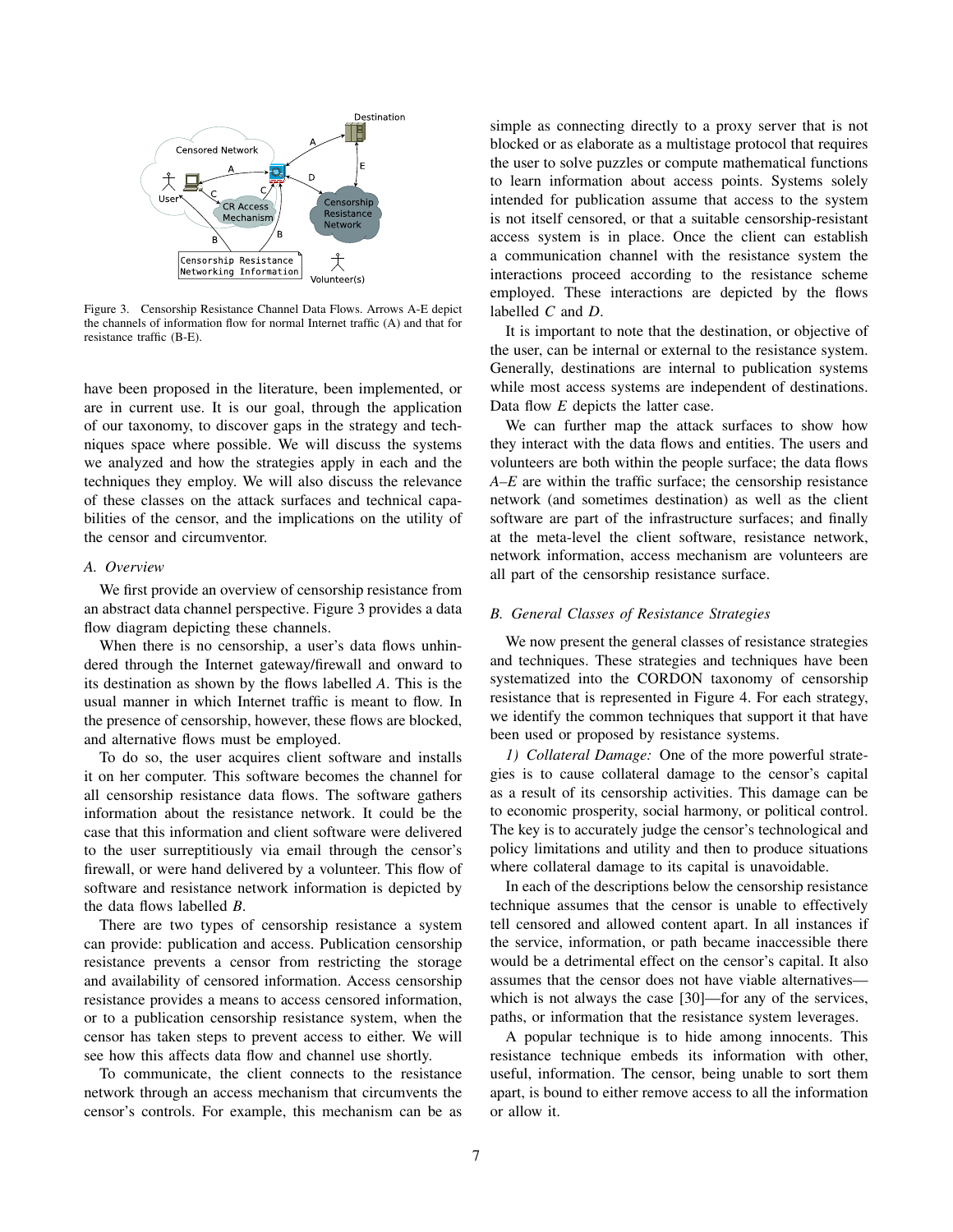Figure 3. Censorship Resistance Channel Data Flows. Arrows A-E depict the channels of information flow for normal Internet traffic (A) and that for resistance traffic (B-E).

have been proposed in the literature, been implemented, or are in current use. It is our goal, through the application of our taxonomy, to discover gaps in the strategy and techniques space where possible. We will discuss the systems we analyzed and how the strategies apply in each and the techniques they employ. We will also discuss the relevance of these classes on the attack surfaces and technical capabilities of the censor, and the implications on the utility of the censor and circumventor.

### *A. Overview*

We first provide an overview of censorship resistance from an abstract data channel perspective. Figure 3 provides a data flow diagram depicting these channels.

When there is no censorship, a user's data flows unhindered through the Internet gateway/firewall and onward to its destination as shown by the flows labelled *A*. This is the usual manner in which Internet traffic is meant to flow. In the presence of censorship, however, these flows are blocked, and alternative flows must be employed.

To do so, the user acquires client software and installs it on her computer. This software becomes the channel for all censorship resistance data flows. The software gathers information about the resistance network. It could be the case that this information and client software were delivered to the user surreptitiously via email through the censor's firewall, or were hand delivered by a volunteer. This flow of software and resistance network information is depicted by the data flows labelled *B*.

There are two types of censorship resistance a system can provide: publication and access. Publication censorship resistance prevents a censor from restricting the storage and availability of censored information. Access censorship resistance provides a means to access censored information, or to a publication censorship resistance system, when the censor has taken steps to prevent access to either. We will see how this affects data flow and channel use shortly.

To communicate, the client connects to the resistance network through an access mechanism that circumvents the censor's controls. For example, this mechanism can be as simple as connecting directly to a proxy server that is not blocked or as elaborate as a multistage protocol that requires the user to solve puzzles or compute mathematical functions to learn information about access points. Systems solely intended for publication assume that access to the system is not itself censored, or that a suitable censorship-resistant access system is in place. Once the client can establish a communication channel with the resistance system the interactions proceed according to the resistance scheme employed. These interactions are depicted by the flows labelled *C* and *D*.

It is important to note that the destination, or objective of the user, can be internal or external to the resistance system. Generally, destinations are internal to publication systems while most access systems are independent of destinations. Data flow *E* depicts the latter case.

We can further map the attack surfaces to show how they interact with the data flows and entities. The users and volunteers are both within the people surface; the data flows *A–E* are within the traffic surface; the censorship resistance network (and sometimes destination) as well as the client software are part of the infrastructure surfaces; and finally at the meta-level the client software, resistance network, network information, access mechanism are volunteers are all part of the censorship resistance surface.

### *B. General Classes of Resistance Strategies*

We now present the general classes of resistance strategies and techniques. These strategies and techniques have been systematized into the CORDON taxonomy of censorship resistance that is represented in Figure 4. For each strategy, we identify the common techniques that support it that have been used or proposed by resistance systems.

*1) Collateral Damage:* One of the more powerful strategies is to cause collateral damage to the censor's capital as a result of its censorship activities. This damage can be to economic prosperity, social harmony, or political control. The key is to accurately judge the censor's technological and policy limitations and utility and then to produce situations where collateral damage to its capital is unavoidable.

In each of the descriptions below the censorship resistance technique assumes that the censor is unable to effectively tell censored and allowed content apart. In all instances if the service, information, or path became inaccessible there would be a detrimental effect on the censor's capital. It also assumes that the censor does not have viable alternatives—which is not always the case [30]—for any of the services, paths, or information that the resistance system leverages.

A popular technique is to hide among innocents. This resistance technique embeds its information with other, useful, information. The censor, being unable to sort them apart, is bound to either remove access to all the information or allow it.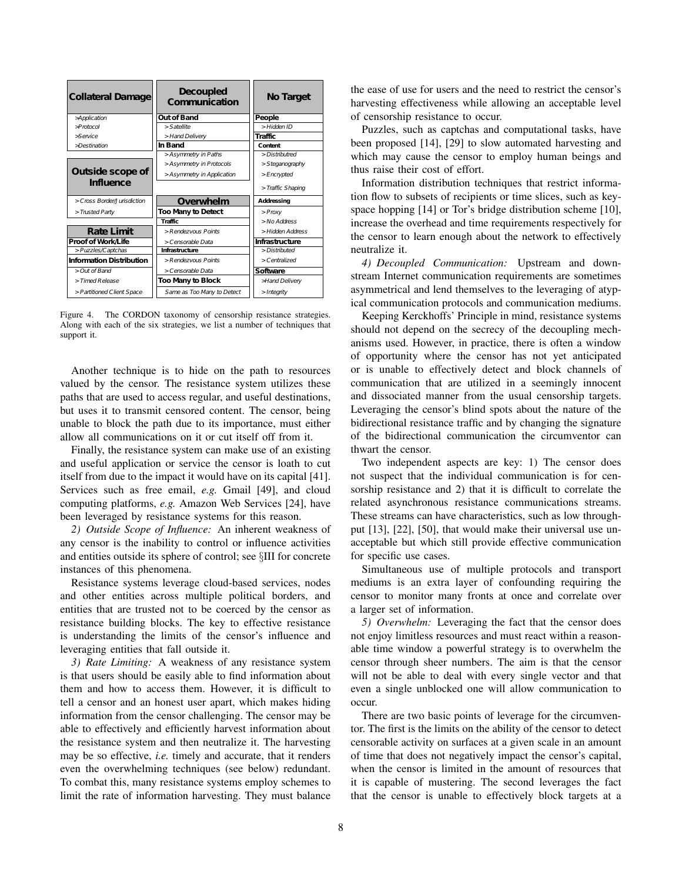| Collateral Damage | Decoupled Communication | No Target |
|---|---|---|
| >Application | **Out of Band** | **People** |
| >Protocol | > Satellite | > Hidden ID |
| >Service | > Hand Delivery | **Traffic** |
| >Destination | **In Band** | **Content** |
| | > Asymmetry in Paths | > Distributred |
| **Outside scope of Influence** | > Asymmetry in Protocols | > Steganography |
| | > Asymmetry in Application | > Encrypted |
| | | > Traffic Shaping |
| > Cross Border/Jurisdiction | **Overwhelm** | **Addressing** |
| > Trusted Party | **Too Many to Detect** | > Proxy |
| | **Traffic** | > No Address |
| **Rate Limit** | > Rendezvous Points | > Hidden Address |
| **Proof of Work/Life** | > Censorable Data | **Infrastructure** |
| > Puzzles/Captchas | **Infrastructure** | > Distributed |
| **Information Distribution** | > Rendezvous Points | > Centralized |
| > Out of Band | > Censorable Data | **Software** |
| > Timed Release | **Too Many to Block** | >Hand Delivery |
| > Partitioned Client Space | Same as Too Many to Detect | > Integrity |

Figure 4. The CORDON taxonomy of censorship resistance strategies. Along with each of the six strategies, we list a number of techniques that support it.

Another technique is to hide on the path to resources valued by the censor. The resistance system utilizes these paths that are used to access regular, and useful destinations, but uses it to transmit censored content. The censor, being unable to block the path due to its importance, must either allow all communications on it or cut itself off from it.

Finally, the resistance system can make use of an existing and useful application or service the censor is loath to cut itself from due to the impact it would have on its capital [41]. Services such as free email, *e.g.* Gmail [49], and cloud computing platforms, *e.g.* Amazon Web Services [24], have been leveraged by resistance systems for this reason.

*2) Outside Scope of Influence:* An inherent weakness of any censor is the inability to control or influence activities and entities outside its sphere of control; see §III for concrete instances of this phenomena.

Resistance systems leverage cloud-based services, nodes and other entities across multiple political borders, and entities that are trusted not to be coerced by the censor as resistance building blocks. The key to effective resistance is understanding the limits of the censor's influence and leveraging entities that fall outside it.

*3) Rate Limiting:* A weakness of any resistance system is that users should be easily able to find information about them and how to access them. However, it is difficult to tell a censor and an honest user apart, which makes hiding information from the censor challenging. The censor may be able to effectively and efficiently harvest information about the resistance system and then neutralize it. The harvesting may be so effective, *i.e.* timely and accurate, that it renders even the overwhelming techniques (see below) redundant. To combat this, many resistance systems employ schemes to limit the rate of information harvesting. They must balance the ease of use for users and the need to restrict the censor's harvesting effectiveness while allowing an acceptable level of censorship resistance to occur.

Puzzles, such as captchas and computational tasks, have been proposed [14], [29] to slow automated harvesting and which may cause the censor to employ human beings and thus raise their cost of effort.

Information distribution techniques that restrict information flow to subsets of recipients or time slices, such as keyspace hopping [14] or Tor's bridge distribution scheme [10], increase the overhead and time requirements respectively for the censor to learn enough about the network to effectively neutralize it.

*4) Decoupled Communication:* Upstream and downstream Internet communication requirements are sometimes asymmetrical and lend themselves to the leveraging of atypical communication protocols and communication mediums.

Keeping Kerckhoffs' Principle in mind, resistance systems should not depend on the secrecy of the decoupling mechanisms used. However, in practice, there is often a window of opportunity where the censor has not yet anticipated or is unable to effectively detect and block channels of communication that are utilized in a seemingly innocent and dissociated manner from the usual censorship targets. Leveraging the censor's blind spots about the nature of the bidirectional resistance traffic and by changing the signature of the bidirectional communication the circumventor can thwart the censor.

Two independent aspects are key: 1) The censor does not suspect that the individual communication is for censorship resistance and 2) that it is difficult to correlate the related asynchronous resistance communications streams. These streams can have characteristics, such as low throughput [13], [22], [50], that would make their universal use unacceptable but which still provide effective communication for specific use cases.

Simultaneous use of multiple protocols and transport mediums is an extra layer of confounding requiring the censor to monitor many fronts at once and correlate over a larger set of information.

*5) Overwhelm:* Leveraging the fact that the censor does not enjoy limitless resources and must react within a reasonable time window a powerful strategy is to overwhelm the censor through sheer numbers. The aim is that the censor will not be able to deal with every single vector and that even a single unblocked one will allow communication to occur.

There are two basic points of leverage for the circumventor. The first is the limits on the ability of the censor to detect censorable activity on surfaces at a given scale in an amount of time that does not negatively impact the censor's capital, when the censor is limited in the amount of resources that it is capable of mustering. The second leverages the fact that the censor is unable to effectively block targets at a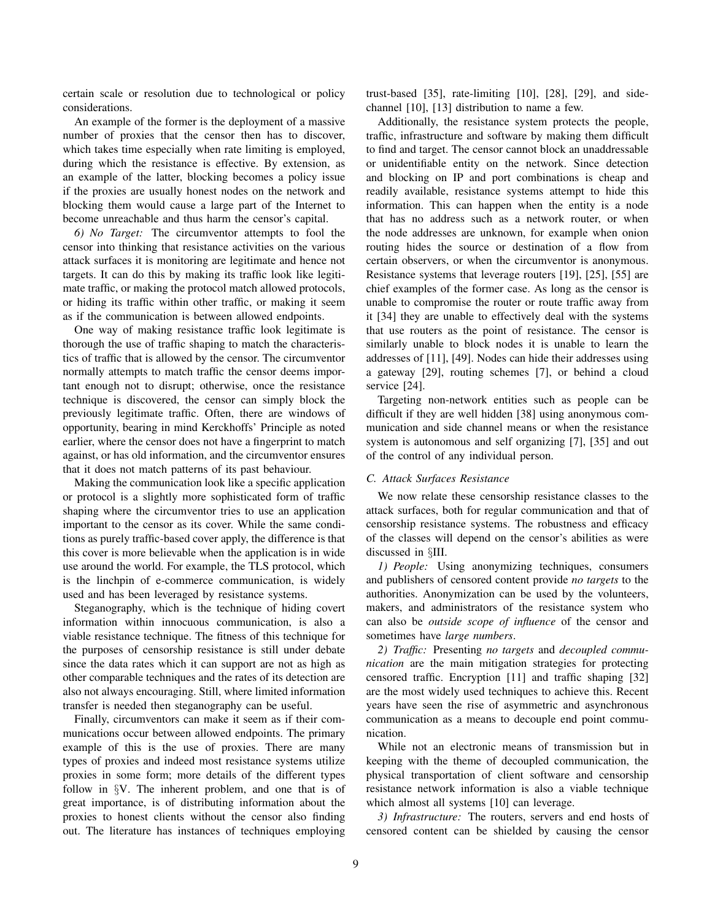certain scale or resolution due to technological or policy considerations.

An example of the former is the deployment of a massive number of proxies that the censor then has to discover, which takes time especially when rate limiting is employed, during which the resistance is effective. By extension, as an example of the latter, blocking becomes a policy issue if the proxies are usually honest nodes on the network and blocking them would cause a large part of the Internet to become unreachable and thus harm the censor's capital.

*6) No Target:* The circumventor attempts to fool the censor into thinking that resistance activities on the various attack surfaces it is monitoring are legitimate and hence not targets. It can do this by making its traffic look like legitimate traffic, or making the protocol match allowed protocols, or hiding its traffic within other traffic, or making it seem as if the communication is between allowed endpoints.

One way of making resistance traffic look legitimate is thorough the use of traffic shaping to match the characteristics of traffic that is allowed by the censor. The circumventor normally attempts to match traffic the censor deems important enough not to disrupt; otherwise, once the resistance technique is discovered, the censor can simply block the previously legitimate traffic. Often, there are windows of opportunity, bearing in mind Kerckhoffs' Principle as noted earlier, where the censor does not have a fingerprint to match against, or has old information, and the circumventor ensures that it does not match patterns of its past behaviour.

Making the communication look like a specific application or protocol is a slightly more sophisticated form of traffic shaping where the circumventor tries to use an application important to the censor as its cover. While the same conditions as purely traffic-based cover apply, the difference is that this cover is more believable when the application is in wide use around the world. For example, the TLS protocol, which is the linchpin of e-commerce communication, is widely used and has been leveraged by resistance systems.

Steganography, which is the technique of hiding covert information within innocuous communication, is also a viable resistance technique. The fitness of this technique for the purposes of censorship resistance is still under debate since the data rates which it can support are not as high as other comparable techniques and the rates of its detection are also not always encouraging. Still, where limited information transfer is needed then steganography can be useful.

Finally, circumventors can make it seem as if their communications occur between allowed endpoints. The primary example of this is the use of proxies. There are many types of proxies and indeed most resistance systems utilize proxies in some form; more details of the different types follow in §V. The inherent problem, and one that is of great importance, is of distributing information about the proxies to honest clients without the censor also finding out. The literature has instances of techniques employing trust-based [35], rate-limiting [10], [28], [29], and side-channel [10], [13] distribution to name a few.

Additionally, the resistance system protects the people, traffic, infrastructure and software by making them difficult to find and target. The censor cannot block an unaddressable or unidentifiable entity on the network. Since detection and blocking on IP and port combinations is cheap and readily available, resistance systems attempt to hide this information. This can happen when the entity is a node that has no address such as a network router, or when the node addresses are unknown, for example when onion routing hides the source or destination of a flow from certain observers, or when the circumventor is anonymous. Resistance systems that leverage routers [19], [25], [55] are chief examples of the former case. As long as the censor is unable to compromise the router or route traffic away from it [34] they are unable to effectively deal with the systems that use routers as the point of resistance. The censor is similarly unable to block nodes it is unable to learn the addresses of [11], [49]. Nodes can hide their addresses using a gateway [29], routing schemes [7], or behind a cloud service [24].

Targeting non-network entities such as people can be difficult if they are well hidden [38] using anonymous communication and side channel means or when the resistance system is autonomous and self organizing [7], [35] and out of the control of any individual person.

### C. Attack Surfaces Resistance

We now relate these censorship resistance classes to the attack surfaces, both for regular communication and that of censorship resistance systems. The robustness and efficacy of the classes will depend on the censor's abilities as were discussed in §III.

*1) People:* Using anonymizing techniques, consumers and publishers of censored content provide *no targets* to the authorities. Anonymization can be used by the volunteers, makers, and administrators of the resistance system who can also be *outside scope of influence* of the censor and sometimes have *large numbers*.

*2) Traffic:* Presenting *no targets* and *decoupled communication* are the main mitigation strategies for protecting censored traffic. Encryption [11] and traffic shaping [32] are the most widely used techniques to achieve this. Recent years have seen the rise of asymmetric and asynchronous communication as a means to decouple end point communication.

While not an electronic means of transmission but in keeping with the theme of decoupled communication, the physical transportation of client software and censorship resistance network information is also a viable technique which almost all systems [10] can leverage.

*3) Infrastructure:* The routers, servers and end hosts of censored content can be shielded by causing the censor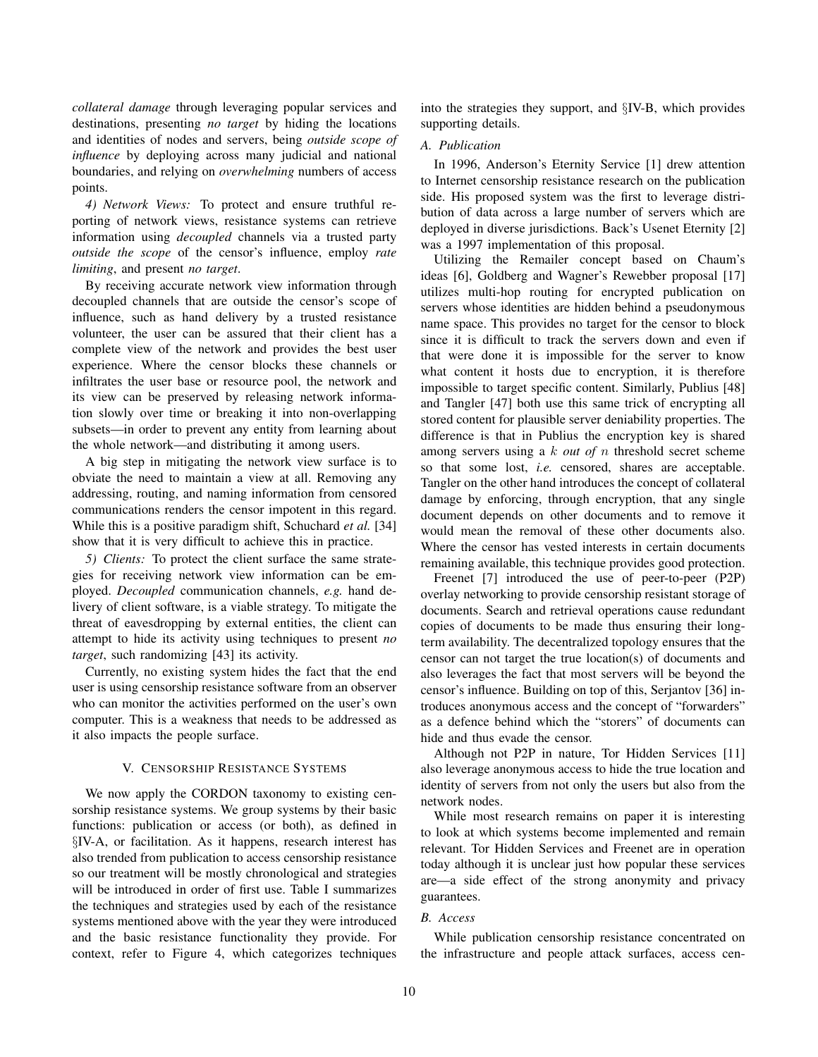*collateral damage* through leveraging popular services and destinations, presenting *no target* by hiding the locations and identities of nodes and servers, being *outside scope of influence* by deploying across many judicial and national boundaries, and relying on *overwhelming* numbers of access points.

*4) Network Views:* To protect and ensure truthful reporting of network views, resistance systems can retrieve information using *decoupled* channels via a trusted party *outside the scope* of the censor's influence, employ *rate limiting*, and present *no target*.

By receiving accurate network view information through decoupled channels that are outside the censor's scope of influence, such as hand delivery by a trusted resistance volunteer, the user can be assured that their client has a complete view of the network and provides the best user experience. Where the censor blocks these channels or infiltrates the user base or resource pool, the network and its view can be preserved by releasing network information slowly over time or breaking it into non-overlapping subsets—in order to prevent any entity from learning about the whole network—and distributing it among users.

A big step in mitigating the network view surface is to obviate the need to maintain a view at all. Removing any addressing, routing, and naming information from censored communications renders the censor impotent in this regard. While this is a positive paradigm shift, Schuchard *et al.* [34] show that it is very difficult to achieve this in practice.

*5) Clients:* To protect the client surface the same strategies for receiving network view information can be employed. *Decoupled* communication channels, *e.g.* hand delivery of client software, is a viable strategy. To mitigate the threat of eavesdropping by external entities, the client can attempt to hide its activity using techniques to present *no target*, such randomizing [43] its activity.

Currently, no existing system hides the fact that the end user is using censorship resistance software from an observer who can monitor the activities performed on the user's own computer. This is a weakness that needs to be addressed as it also impacts the people surface.

## V. Censorship Resistance Systems

We now apply the CORDON taxonomy to existing censorship resistance systems. We group systems by their basic functions: publication or access (or both), as defined in §IV-A, or facilitation. As it happens, research interest has also trended from publication to access censorship resistance so our treatment will be mostly chronological and strategies will be introduced in order of first use. Table I summarizes the techniques and strategies used by each of the resistance systems mentioned above with the year they were introduced and the basic resistance functionality they provide. For context, refer to Figure 4, which categorizes techniques into the strategies they support, and §IV-B, which provides supporting details.

### A. Publication

In 1996, Anderson's Eternity Service [1] drew attention to Internet censorship resistance research on the publication side. His proposed system was the first to leverage distribution of data across a large number of servers which are deployed in diverse jurisdictions. Back's Usenet Eternity [2] was a 1997 implementation of this proposal.

Utilizing the Remailer concept based on Chaum's ideas [6], Goldberg and Wagner's Rewebber proposal [17] utilizes multi-hop routing for encrypted publication on servers whose identities are hidden behind a pseudonymous name space. This provides no target for the censor to block since it is difficult to track the servers down and even if that were done it is impossible for the server to know what content it hosts due to encryption, it is therefore impossible to target specific content. Similarly, Publius [48] and Tangler [47] both use this same trick of encrypting all stored content for plausible server deniability properties. The difference is that in Publius the encryption key is shared among servers using a $k$ *out of* $n$ threshold secret scheme so that some lost, *i.e.* censored, shares are acceptable. Tangler on the other hand introduces the concept of collateral damage by enforcing, through encryption, that any single document depends on other documents and to remove it would mean the removal of these other documents also. Where the censor has vested interests in certain documents remaining available, this technique provides good protection.

Freenet [7] introduced the use of peer-to-peer (P2P) overlay networking to provide censorship resistant storage of documents. Search and retrieval operations cause redundant copies of documents to be made thus ensuring their long-term availability. The decentralized topology ensures that the censor can not target the true location(s) of documents and also leverages the fact that most servers will be beyond the censor's influence. Building on top of this, Serjantov [36] introduces anonymous access and the concept of "forwarders" as a defence behind which the "storers" of documents can hide and thus evade the censor.

Although not P2P in nature, Tor Hidden Services [11] also leverage anonymous access to hide the true location and identity of servers from not only the users but also from the network nodes.

While most research remains on paper it is interesting to look at which systems become implemented and remain relevant. Tor Hidden Services and Freenet are in operation today although it is unclear just how popular these services are—a side effect of the strong anonymity and privacy guarantees.

### B. Access

While publication censorship resistance concentrated on the infrastructure and people attack surfaces, access cen-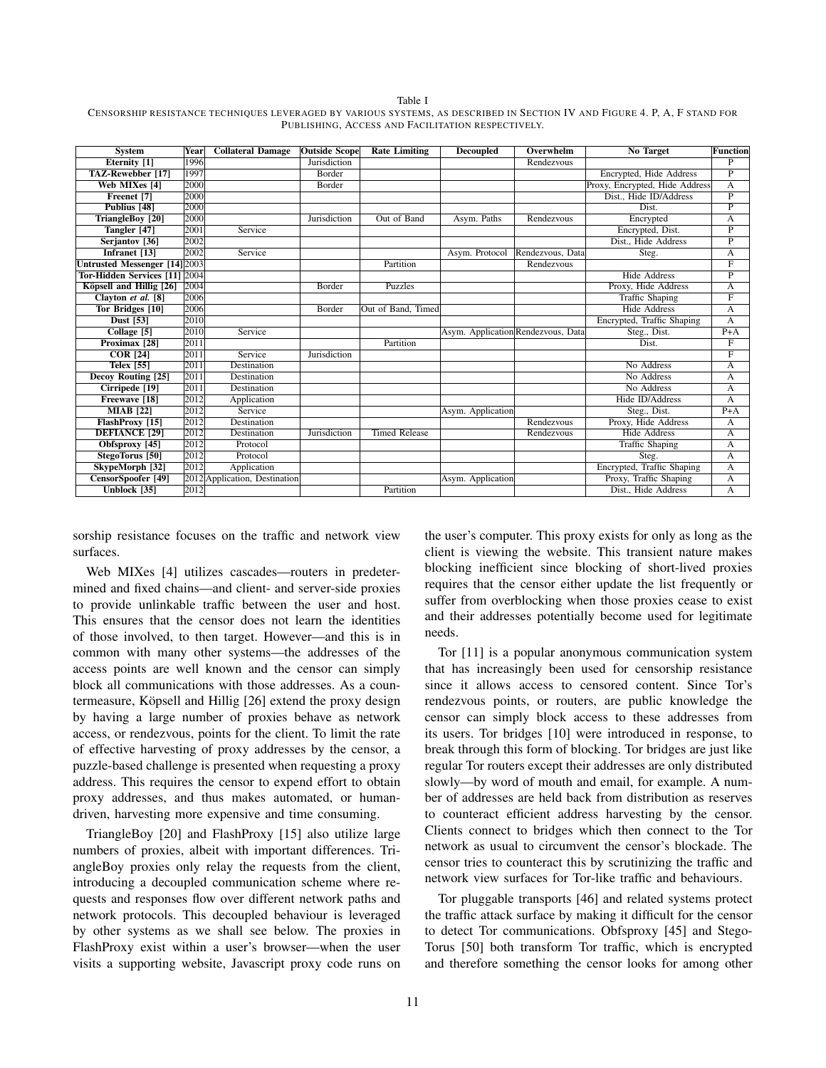Table I

Censorship resistance techniques leveraged by various systems, as described in Section IV and Figure 4. P, A, F stand for Publishing, Access and Facilitation respectively.

| System | Year | Collateral Damage | Outside Scope | Rate Limiting | Decoupled | Overwhelm | No Target | Function |
|---|---|---|---|---|---|---|---|---|
| **Eternity [1]** | 1996 | | Jurisdiction | | | Rendezvous | | P |
| **TAZ-Rewebber [17]** | 1997 | | Border | | | | Encrypted, Hide Address | P |
| **Web MIXes [4]** | 2000 | | Border | | | | Proxy, Encrypted, Hide Address | A |
| **Freenet [7]** | 2000 | | | | | | Dist., Hide ID/Address | P |
| **Publius [48]** | 2000 | | | | | | Dist. | P |
| **TriangleBoy [20]** | 2000 | | Jurisdiction | Out of Band | Asym. Paths | Rendezvous | Encrypted | A |
| **Tangler [47]** | 2001 | Service | | | | | Encrypted, Dist. | P |
| **Serjantov [36]** | 2002 | | | | | | Dist., Hide Address | P |
| **Infranet [13]** | 2002 | Service | | | Asym. Protocol | Rendezvous, Data | Steg. | A |
| **Untrusted Messenger [14]** | 2003 | | | Partition | | Rendezvous | | F |
| **Tor-Hidden Services [11]** | 2004 | | | | | | Hide Address | P |
| **Köpsell and Hillig [26]** | 2004 | | Border | Puzzles | | | Proxy, Hide Address | A |
| **Clayton *et al.* [8]** | 2006 | | | | | | Traffic Shaping | F |
| **Tor Bridges [10]** | 2006 | | Border | Out of Band, Timed | | | Hide Address | A |
| **Dust [53]** | 2010 | | | | | | Encrypted, Traffic Shaping | A |
| **Collage [5]** | 2010 | Service | | | Asym. Application | Rendezvous, Data | Steg., Dist. | P+A |
| **Proximax [28]** | 2011 | | | Partition | | | Dist. | F |
| **COR [24]** | 2011 | Service | Jurisdiction | | | | | F |
| **Telex [55]** | 2011 | Destination | | | | | No Address | A |
| **Decoy Routing [25]** | 2011 | Destination | | | | | No Address | A |
| **Cirripede [19]** | 2011 | Destination | | | | | No Address | A |
| **Freewave [18]** | 2012 | Application | | | | | Hide ID/Address | A |
| **MIAB [22]** | 2012 | Service | | | Asym. Application | | Steg., Dist. | P+A |
| **FlashProxy [15]** | 2012 | Destination | | | | Rendezvous | Proxy, Hide Address | A |
| **DEFIANCE [29]** | 2012 | Destination | Jurisdiction | Timed Release | | Rendezvous | Hide Address | A |
| **Obfsproxy [45]** | 2012 | Protocol | | | | | Traffic Shaping | A |
| **StegoTorus [50]** | 2012 | Protocol | | | | | Steg. | A |
| **SkypeMorph [32]** | 2012 | Application | | | | | Encrypted, Traffic Shaping | A |
| **CensorSpoofer [49]** | 2012 | Application, Destination | | | Asym. Application | | Proxy, Traffic Shaping | A |
| **Unblock [35]** | 2012 | | | Partition | | | Dist., Hide Address | A |

sorship resistance focuses on the traffic and network view surfaces.

Web MIXes [4] utilizes cascades—routers in predetermined and fixed chains—and client- and server-side proxies to provide unlinkable traffic between the user and host. This ensures that the censor does not learn the identities of those involved, to then target. However—and this is in common with many other systems—the addresses of the access points are well known and the censor can simply block all communications with those addresses. As a countermeasure, Köpsell and Hillig [26] extend the proxy design by having a large number of proxies behave as network access, or rendezvous, points for the client. To limit the rate of effective harvesting of proxy addresses by the censor, a puzzle-based challenge is presented when requesting a proxy address. This requires the censor to expend effort to obtain proxy addresses, and thus makes automated, or human-driven, harvesting more expensive and time consuming.

TriangleBoy [20] and FlashProxy [15] also utilize large numbers of proxies, albeit with important differences. TriangleBoy proxies only relay the requests from the client, introducing a decoupled communication scheme where requests and responses flow over different network paths and network protocols. This decoupled behaviour is leveraged by other systems as we shall see below. The proxies in FlashProxy exist within a user's browser—when the user visits a supporting website, Javascript proxy code runs on the user's computer. This proxy exists for only as long as the client is viewing the website. This transient nature makes blocking inefficient since blocking of short-lived proxies requires that the censor either update the list frequently or suffer from overblocking when those proxies cease to exist and their addresses potentially become used for legitimate needs.

Tor [11] is a popular anonymous communication system that has increasingly been used for censorship resistance since it allows access to censored content. Since Tor's rendezvous points, or routers, are public knowledge the censor can simply block access to these addresses from its users. Tor bridges [10] were introduced in response, to break through this form of blocking. Tor bridges are just like regular Tor routers except their addresses are only distributed slowly—by word of mouth and email, for example. A number of addresses are held back from distribution as reserves to counteract efficient address harvesting by the censor. Clients connect to bridges which then connect to the Tor network as usual to circumvent the censor's blockade. The censor tries to counteract this by scrutinizing the traffic and network view surfaces for Tor-like traffic and behaviours.

Tor pluggable transports [46] and related systems protect the traffic attack surface by making it difficult for the censor to detect Tor communications. Obfsproxy [45] and StegoTorus [50] both transform Tor traffic, which is encrypted and therefore something the censor looks for among other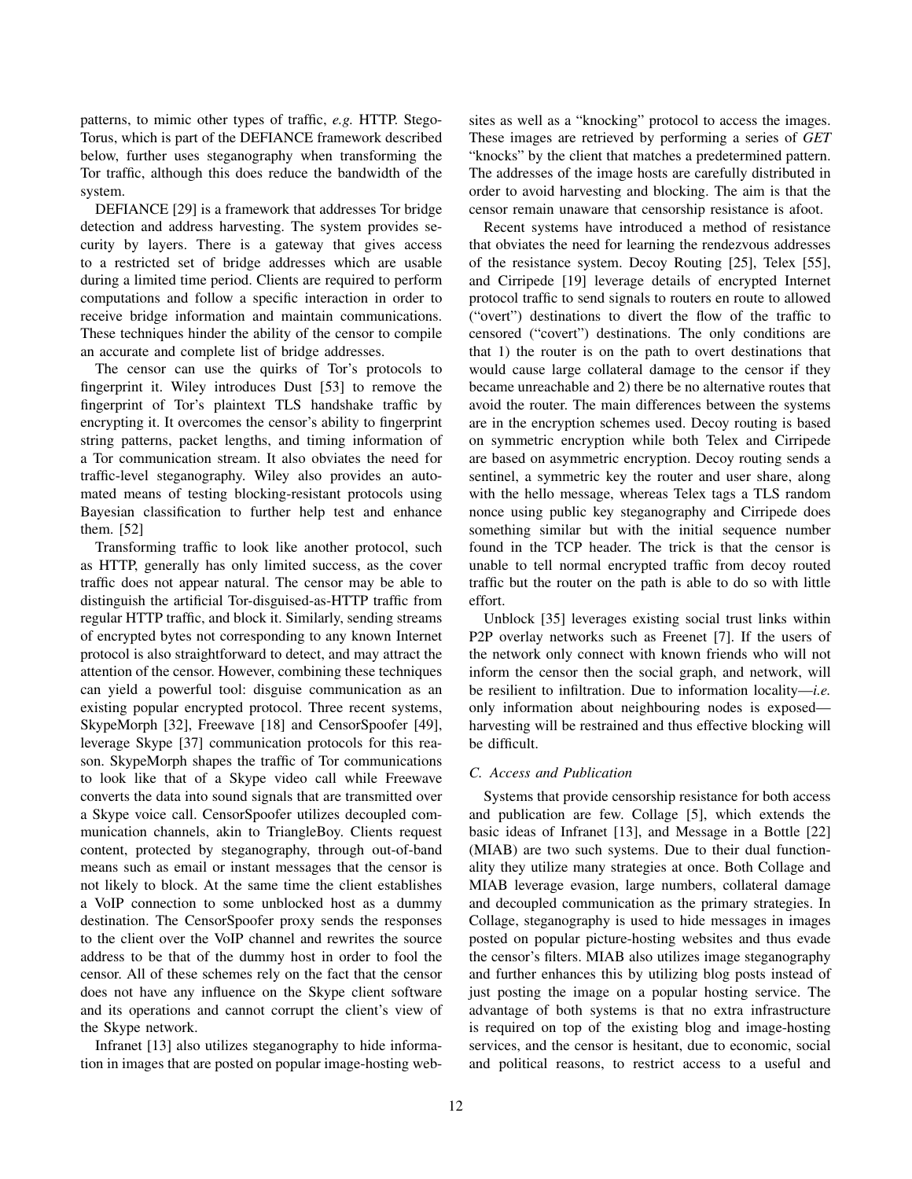patterns, to mimic other types of traffic, *e.g.* HTTP. StegoTorus, which is part of the DEFIANCE framework described below, further uses steganography when transforming the Tor traffic, although this does reduce the bandwidth of the system.

DEFIANCE [29] is a framework that addresses Tor bridge detection and address harvesting. The system provides security by layers. There is a gateway that gives access to a restricted set of bridge addresses which are usable during a limited time period. Clients are required to perform computations and follow a specific interaction in order to receive bridge information and maintain communications. These techniques hinder the ability of the censor to compile an accurate and complete list of bridge addresses.

The censor can use the quirks of Tor's protocols to fingerprint it. Wiley introduces Dust [53] to remove the fingerprint of Tor's plaintext TLS handshake traffic by encrypting it. It overcomes the censor's ability to fingerprint string patterns, packet lengths, and timing information of a Tor communication stream. It also obviates the need for traffic-level steganography. Wiley also provides an automated means of testing blocking-resistant protocols using Bayesian classification to further help test and enhance them. [52]

Transforming traffic to look like another protocol, such as HTTP, generally has only limited success, as the cover traffic does not appear natural. The censor may be able to distinguish the artificial Tor-disguised-as-HTTP traffic from regular HTTP traffic, and block it. Similarly, sending streams of encrypted bytes not corresponding to any known Internet protocol is also straightforward to detect, and may attract the attention of the censor. However, combining these techniques can yield a powerful tool: disguise communication as an existing popular encrypted protocol. Three recent systems, SkypeMorph [32], Freewave [18] and CensorSpoofer [49], leverage Skype [37] communication protocols for this reason. SkypeMorph shapes the traffic of Tor communications to look like that of a Skype video call while Freewave converts the data into sound signals that are transmitted over a Skype voice call. CensorSpoofer utilizes decoupled communication channels, akin to TriangleBoy. Clients request content, protected by steganography, through out-of-band means such as email or instant messages that the censor is not likely to block. At the same time the client establishes a VoIP connection to some unblocked host as a dummy destination. The CensorSpoofer proxy sends the responses to the client over the VoIP channel and rewrites the source address to be that of the dummy host in order to fool the censor. All of these schemes rely on the fact that the censor does not have any influence on the Skype client software and its operations and cannot corrupt the client's view of the Skype network.

Infranet [13] also utilizes steganography to hide information in images that are posted on popular image-hosting websites as well as a "knocking" protocol to access the images. These images are retrieved by performing a series of *GET* "knocks" by the client that matches a predetermined pattern. The addresses of the image hosts are carefully distributed in order to avoid harvesting and blocking. The aim is that the censor remain unaware that censorship resistance is afoot.

Recent systems have introduced a method of resistance that obviates the need for learning the rendezvous addresses of the resistance system. Decoy Routing [25], Telex [55], and Cirripede [19] leverage details of encrypted Internet protocol traffic to send signals to routers en route to allowed ("overt") destinations to divert the flow of the traffic to censored ("covert") destinations. The only conditions are that 1) the router is on the path to overt destinations that would cause large collateral damage to the censor if they became unreachable and 2) there be no alternative routes that avoid the router. The main differences between the systems are in the encryption schemes used. Decoy routing is based on symmetric encryption while both Telex and Cirripede are based on asymmetric encryption. Decoy routing sends a sentinel, a symmetric key the router and user share, along with the hello message, whereas Telex tags a TLS random nonce using public key steganography and Cirripede does something similar but with the initial sequence number found in the TCP header. The trick is that the censor is unable to tell normal encrypted traffic from decoy routed traffic but the router on the path is able to do so with little effort.

Unblock [35] leverages existing social trust links within P2P overlay networks such as Freenet [7]. If the users of the network only connect with known friends who will not inform the censor then the social graph, and network, will be resilient to infiltration. Due to information locality—*i.e.* only information about neighbouring nodes is exposed—harvesting will be restrained and thus effective blocking will be difficult.

### C. Access and Publication

Systems that provide censorship resistance for both access and publication are few. Collage [5], which extends the basic ideas of Infranet [13], and Message in a Bottle [22] (MIAB) are two such systems. Due to their dual functionality they utilize many strategies at once. Both Collage and MIAB leverage evasion, large numbers, collateral damage and decoupled communication as the primary strategies. In Collage, steganography is used to hide messages in images posted on popular picture-hosting websites and thus evade the censor's filters. MIAB also utilizes image steganography and further enhances this by utilizing blog posts instead of just posting the image on a popular hosting service. The advantage of both systems is that no extra infrastructure is required on top of the existing blog and image-hosting services, and the censor is hesitant, due to economic, social and political reasons, to restrict access to a useful and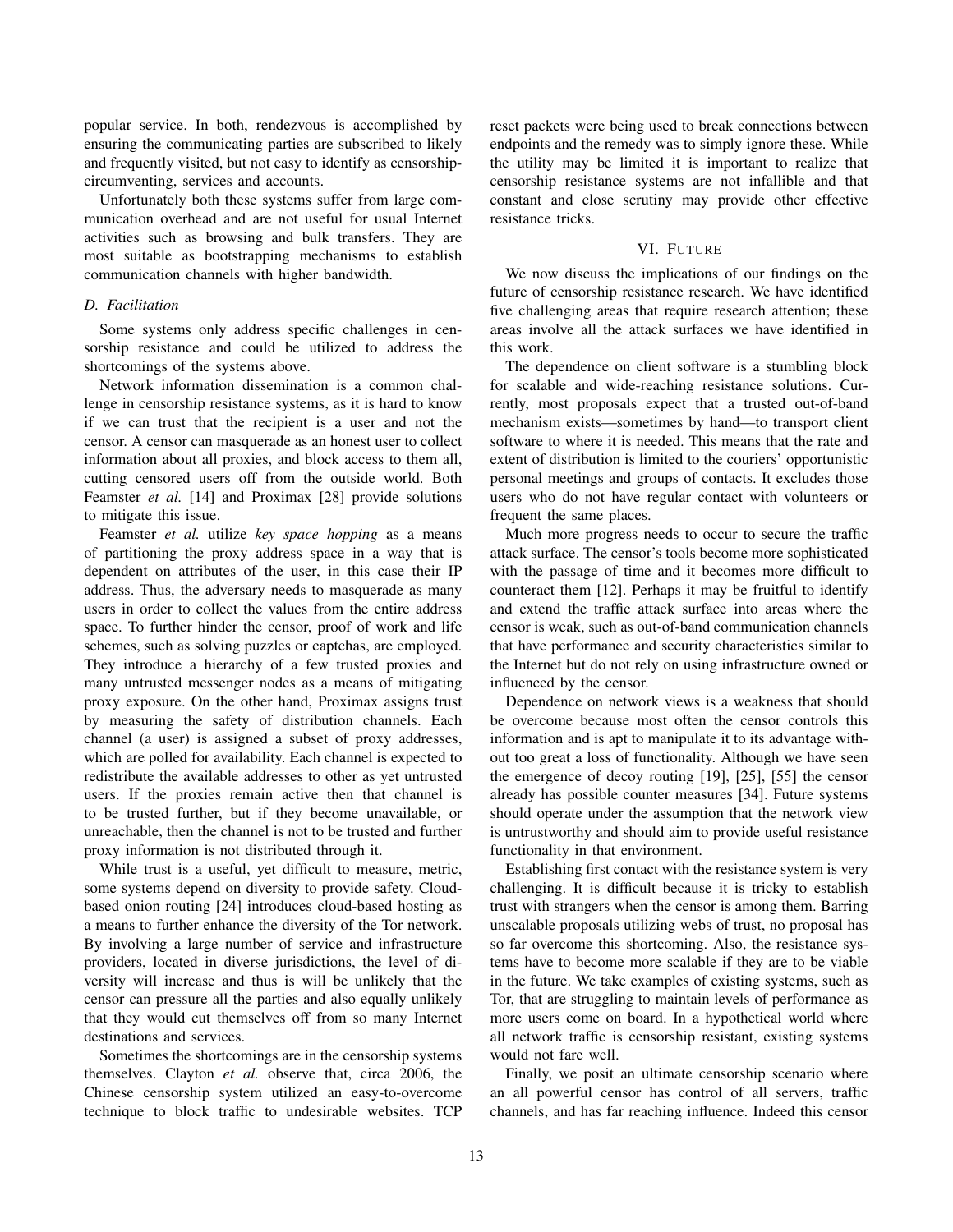popular service. In both, rendezvous is accomplished by ensuring the communicating parties are subscribed to likely and frequently visited, but not easy to identify as censorship-circumventing, services and accounts.

Unfortunately both these systems suffer from large communication overhead and are not useful for usual Internet activities such as browsing and bulk transfers. They are most suitable as bootstrapping mechanisms to establish communication channels with higher bandwidth.

### D. Facilitation

Some systems only address specific challenges in censorship resistance and could be utilized to address the shortcomings of the systems above.

Network information dissemination is a common challenge in censorship resistance systems, as it is hard to know if we can trust that the recipient is a user and not the censor. A censor can masquerade as an honest user to collect information about all proxies, and block access to them all, cutting censored users off from the outside world. Both Feamster *et al.* [14] and Proximax [28] provide solutions to mitigate this issue.

Feamster *et al.* utilize *key space hopping* as a means of partitioning the proxy address space in a way that is dependent on attributes of the user, in this case their IP address. Thus, the adversary needs to masquerade as many users in order to collect the values from the entire address space. To further hinder the censor, proof of work and life schemes, such as solving puzzles or captchas, are employed. They introduce a hierarchy of a few trusted proxies and many untrusted messenger nodes as a means of mitigating proxy exposure. On the other hand, Proximax assigns trust by measuring the safety of distribution channels. Each channel (a user) is assigned a subset of proxy addresses, which are polled for availability. Each channel is expected to redistribute the available addresses to other as yet untrusted users. If the proxies remain active then that channel is to be trusted further, but if they become unavailable, or unreachable, then the channel is not to be trusted and further proxy information is not distributed through it.

While trust is a useful, yet difficult to measure, metric, some systems depend on diversity to provide safety. Cloud-based onion routing [24] introduces cloud-based hosting as a means to further enhance the diversity of the Tor network. By involving a large number of service and infrastructure providers, located in diverse jurisdictions, the level of diversity will increase and thus is will be unlikely that the censor can pressure all the parties and also equally unlikely that they would cut themselves off from so many Internet destinations and services.

Sometimes the shortcomings are in the censorship systems themselves. Clayton *et al.* observe that, circa 2006, the Chinese censorship system utilized an easy-to-overcome technique to block traffic to undesirable websites. TCP reset packets were being used to break connections between endpoints and the remedy was to simply ignore these. While the utility may be limited it is important to realize that censorship resistance systems are not infallible and that constant and close scrutiny may provide other effective resistance tricks.

## VI. Future

We now discuss the implications of our findings on the future of censorship resistance research. We have identified five challenging areas that require research attention; these areas involve all the attack surfaces we have identified in this work.

The dependence on client software is a stumbling block for scalable and wide-reaching resistance solutions. Currently, most proposals expect that a trusted out-of-band mechanism exists—sometimes by hand—to transport client software to where it is needed. This means that the rate and extent of distribution is limited to the couriers' opportunistic personal meetings and groups of contacts. It excludes those users who do not have regular contact with volunteers or frequent the same places.

Much more progress needs to occur to secure the traffic attack surface. The censor's tools become more sophisticated with the passage of time and it becomes more difficult to counteract them [12]. Perhaps it may be fruitful to identify and extend the traffic attack surface into areas where the censor is weak, such as out-of-band communication channels that have performance and security characteristics similar to the Internet but do not rely on using infrastructure owned or influenced by the censor.

Dependence on network views is a weakness that should be overcome because most often the censor controls this information and is apt to manipulate it to its advantage without too great a loss of functionality. Although we have seen the emergence of decoy routing [19], [25], [55] the censor already has possible counter measures [34]. Future systems should operate under the assumption that the network view is untrustworthy and should aim to provide useful resistance functionality in that environment.

Establishing first contact with the resistance system is very challenging. It is difficult because it is tricky to establish trust with strangers when the censor is among them. Barring unscalable proposals utilizing webs of trust, no proposal has so far overcome this shortcoming. Also, the resistance systems have to become more scalable if they are to be viable in the future. We take examples of existing systems, such as Tor, that are struggling to maintain levels of performance as more users come on board. In a hypothetical world where all network traffic is censorship resistant, existing systems would not fare well.

Finally, we posit an ultimate censorship scenario where an all powerful censor has control of all servers, traffic channels, and has far reaching influence. Indeed this censor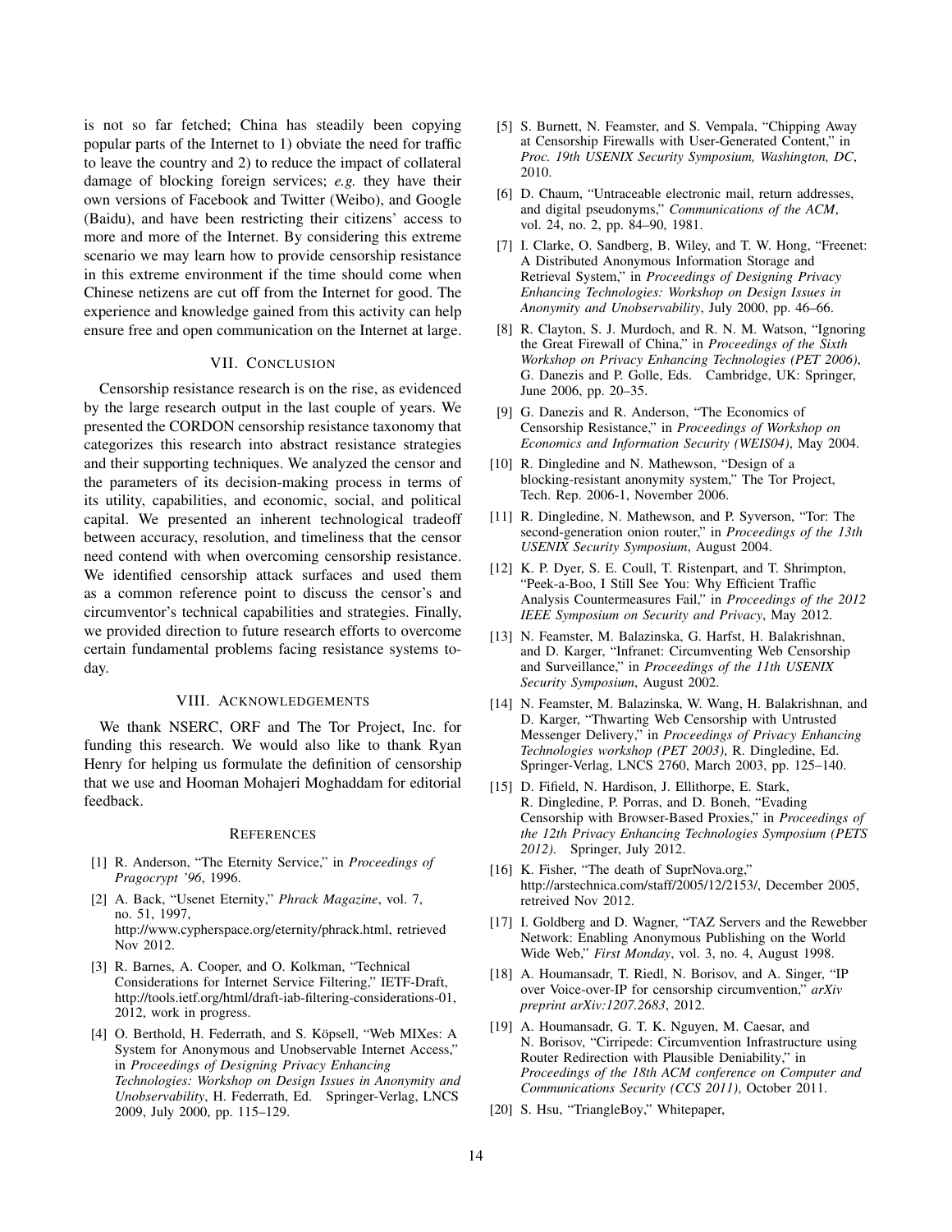is not so far fetched; China has steadily been copying popular parts of the Internet to 1) obviate the need for traffic to leave the country and 2) to reduce the impact of collateral damage of blocking foreign services; *e.g.* they have their own versions of Facebook and Twitter (Weibo), and Google (Baidu), and have been restricting their citizens' access to more and more of the Internet. By considering this extreme scenario we may learn how to provide censorship resistance in this extreme environment if the time should come when Chinese netizens are cut off from the Internet for good. The experience and knowledge gained from this activity can help ensure free and open communication on the Internet at large.

## VII. Conclusion

Censorship resistance research is on the rise, as evidenced by the large research output in the last couple of years. We presented the CORDON censorship resistance taxonomy that categorizes this research into abstract resistance strategies and their supporting techniques. We analyzed the censor and the parameters of its decision-making process in terms of its utility, capabilities, and economic, social, and political capital. We presented an inherent technological tradeoff between accuracy, resolution, and timeliness that the censor need contend with when overcoming censorship resistance. We identified censorship attack surfaces and used them as a common reference point to discuss the censor's and circumventor's technical capabilities and strategies. Finally, we provided direction to future research efforts to overcome certain fundamental problems facing resistance systems today.

## VIII. Acknowledgements

We thank NSERC, ORF and The Tor Project, Inc. for funding this research. We would also like to thank Ryan Henry for helping us formulate the definition of censorship that we use and Hooman Mohajeri Moghaddam for editorial feedback.

## References

[1] R. Anderson, "The Eternity Service," in *Proceedings of Pragocrypt '96*, 1996.

[2] A. Back, "Usenet Eternity," *Phrack Magazine*, vol. 7, no. 51, 1997, http://www.cypherspace.org/eternity/phrack.html, retrieved Nov 2012.

[3] R. Barnes, A. Cooper, and O. Kolkman, "Technical Considerations for Internet Service Filtering," IETF-Draft, http://tools.ietf.org/html/draft-iab-filtering-considerations-01, 2012, work in progress.

[4] O. Berthold, H. Federrath, and S. Köpsell, "Web MIXes: A System for Anonymous and Unobservable Internet Access," in *Proceedings of Designing Privacy Enhancing Technologies: Workshop on Design Issues in Anonymity and Unobservability*, H. Federrath, Ed. Springer-Verlag, LNCS 2009, July 2000, pp. 115–129.

[5] S. Burnett, N. Feamster, and S. Vempala, "Chipping Away at Censorship Firewalls with User-Generated Content," in *Proc. 19th USENIX Security Symposium, Washington, DC*, 2010.

[6] D. Chaum, "Untraceable electronic mail, return addresses, and digital pseudonyms," *Communications of the ACM*, vol. 24, no. 2, pp. 84–90, 1981.

[7] I. Clarke, O. Sandberg, B. Wiley, and T. W. Hong, "Freenet: A Distributed Anonymous Information Storage and Retrieval System," in *Proceedings of Designing Privacy Enhancing Technologies: Workshop on Design Issues in Anonymity and Unobservability*, July 2000, pp. 46–66.

[8] R. Clayton, S. J. Murdoch, and R. N. M. Watson, "Ignoring the Great Firewall of China," in *Proceedings of the Sixth Workshop on Privacy Enhancing Technologies (PET 2006)*, G. Danezis and P. Golle, Eds. Cambridge, UK: Springer, June 2006, pp. 20–35.

[9] G. Danezis and R. Anderson, "The Economics of Censorship Resistance," in *Proceedings of Workshop on Economics and Information Security (WEIS04)*, May 2004.

[10] R. Dingledine and N. Mathewson, "Design of a blocking-resistant anonymity system," The Tor Project, Tech. Rep. 2006-1, November 2006.

[11] R. Dingledine, N. Mathewson, and P. Syverson, "Tor: The second-generation onion router," in *Proceedings of the 13th USENIX Security Symposium*, August 2004.

[12] K. P. Dyer, S. E. Coull, T. Ristenpart, and T. Shrimpton, "Peek-a-Boo, I Still See You: Why Efficient Traffic Analysis Countermeasures Fail," in *Proceedings of the 2012 IEEE Symposium on Security and Privacy*, May 2012.

[13] N. Feamster, M. Balazinska, G. Harfst, H. Balakrishnan, and D. Karger, "Infranet: Circumventing Web Censorship and Surveillance," in *Proceedings of the 11th USENIX Security Symposium*, August 2002.

[14] N. Feamster, M. Balazinska, W. Wang, H. Balakrishnan, and D. Karger, "Thwarting Web Censorship with Untrusted Messenger Delivery," in *Proceedings of Privacy Enhancing Technologies workshop (PET 2003)*, R. Dingledine, Ed. Springer-Verlag, LNCS 2760, March 2003, pp. 125–140.

[15] D. Fifield, N. Hardison, J. Ellithorpe, E. Stark, R. Dingledine, P. Porras, and D. Boneh, "Evading Censorship with Browser-Based Proxies," in *Proceedings of the 12th Privacy Enhancing Technologies Symposium (PETS 2012)*. Springer, July 2012.

[16] K. Fisher, "The death of SuprNova.org," http://arstechnica.com/staff/2005/12/2153/, December 2005, retreived Nov 2012.

[17] I. Goldberg and D. Wagner, "TAZ Servers and the Rewebber Network: Enabling Anonymous Publishing on the World Wide Web," *First Monday*, vol. 3, no. 4, August 1998.

[18] A. Houmansadr, T. Riedl, N. Borisov, and A. Singer, "IP over Voice-over-IP for censorship circumvention," *arXiv preprint arXiv:1207.2683*, 2012.

[19] A. Houmansadr, G. T. K. Nguyen, M. Caesar, and N. Borisov, "Cirripede: Circumvention Infrastructure using Router Redirection with Plausible Deniability," in *Proceedings of the 18th ACM conference on Computer and Communications Security (CCS 2011)*, October 2011.

[20] S. Hsu, "TriangleBoy," Whitepaper,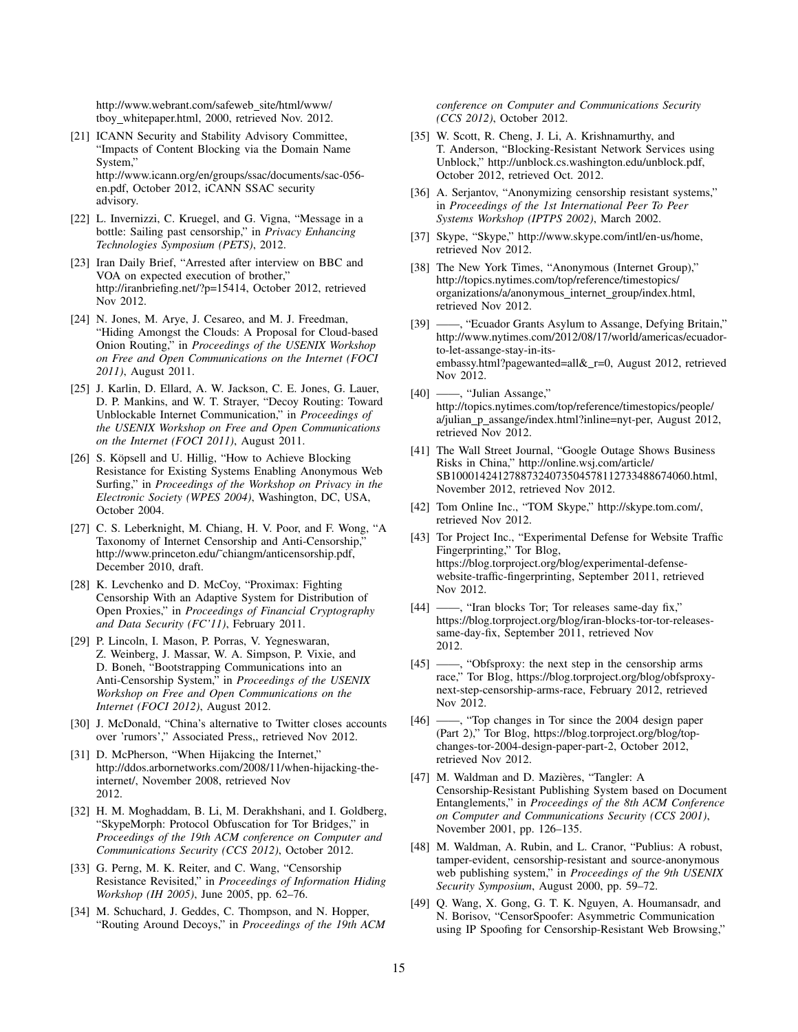http://www.webrant.com/safeweb_site/html/www/tboy_whitepaper.html, 2000, retrieved Nov. 2012.

[21] ICANN Security and Stability Advisory Committee, "Impacts of Content Blocking via the Domain Name System," http://www.icann.org/en/groups/ssac/documents/sac-056-en.pdf, October 2012, iCANN SSAC security advisory.

[22] L. Invernizzi, C. Kruegel, and G. Vigna, "Message in a bottle: Sailing past censorship," in *Privacy Enhancing Technologies Symposium (PETS)*, 2012.

[23] Iran Daily Brief, "Arrested after interview on BBC and VOA on expected execution of brother," http://iranbriefing.net/?p=15414, October 2012, retrieved Nov 2012.

[24] N. Jones, M. Arye, J. Cesareo, and M. J. Freedman, "Hiding Amongst the Clouds: A Proposal for Cloud-based Onion Routing," in *Proceedings of the USENIX Workshop on Free and Open Communications on the Internet (FOCI 2011)*, August 2011.

[25] J. Karlin, D. Ellard, A. W. Jackson, C. E. Jones, G. Lauer, D. P. Mankins, and W. T. Strayer, "Decoy Routing: Toward Unblockable Internet Communication," in *Proceedings of the USENIX Workshop on Free and Open Communications on the Internet (FOCI 2011)*, August 2011.

[26] S. Köpsell and U. Hillig, "How to Achieve Blocking Resistance for Existing Systems Enabling Anonymous Web Surfing," in *Proceedings of the Workshop on Privacy in the Electronic Society (WPES 2004)*, Washington, DC, USA, October 2004.

[27] C. S. Leberknight, M. Chiang, H. V. Poor, and F. Wong, "A Taxonomy of Internet Censorship and Anti-Censorship," http://www.princeton.edu/~chiangm/anticensorship.pdf, December 2010, draft.

[28] K. Levchenko and D. McCoy, "Proximax: Fighting Censorship With an Adaptive System for Distribution of Open Proxies," in *Proceedings of Financial Cryptography and Data Security (FC'11)*, February 2011.

[29] P. Lincoln, I. Mason, P. Porras, V. Yegneswaran, Z. Weinberg, J. Massar, W. A. Simpson, P. Vixie, and D. Boneh, "Bootstrapping Communications into an Anti-Censorship System," in *Proceedings of the USENIX Workshop on Free and Open Communications on the Internet (FOCI 2012)*, August 2012.

[30] J. McDonald, "China's alternative to Twitter closes accounts over 'rumors'," Associated Press,, retrieved Nov 2012.

[31] D. McPherson, "When Hijakcing the Internet," http://ddos.arbornetworks.com/2008/11/when-hijacking-the-internet/, November 2008, retrieved Nov 2012.

[32] H. M. Moghaddam, B. Li, M. Derakhshani, and I. Goldberg, "SkypeMorph: Protocol Obfuscation for Tor Bridges," in *Proceedings of the 19th ACM conference on Computer and Communications Security (CCS 2012)*, October 2012.

[33] G. Perng, M. K. Reiter, and C. Wang, "Censorship Resistance Revisited," in *Proceedings of Information Hiding Workshop (IH 2005)*, June 2005, pp. 62–76.

[34] M. Schuchard, J. Geddes, C. Thompson, and N. Hopper, "Routing Around Decoys," in *Proceedings of the 19th ACM conference on Computer and Communications Security (CCS 2012)*, October 2012.

[35] W. Scott, R. Cheng, J. Li, A. Krishnamurthy, and T. Anderson, "Blocking-Resistant Network Services using Unblock," http://unblock.cs.washington.edu/unblock.pdf, October 2012, retrieved Oct. 2012.

[36] A. Serjantov, "Anonymizing censorship resistant systems," in *Proceedings of the 1st International Peer To Peer Systems Workshop (IPTPS 2002)*, March 2002.

[37] Skype, "Skype," http://www.skype.com/intl/en-us/home, retrieved Nov 2012.

[38] The New York Times, "Anonymous (Internet Group)," http://topics.nytimes.com/top/reference/timestopics/organizations/a/anonymous_internet_group/index.html, retrieved Nov 2012.

[39] ——, "Ecuador Grants Asylum to Assange, Defying Britain," http://www.nytimes.com/2012/08/17/world/americas/ecuador-to-let-assange-stay-in-its-embassy.html?pagewanted=all&_r=0, August 2012, retrieved Nov 2012.

[40] ——, "Julian Assange," http://topics.nytimes.com/top/reference/timestopics/people/a/julian_p_assange/index.html?inline=nyt-per, August 2012, retrieved Nov 2012.

[41] The Wall Street Journal, "Google Outage Shows Business Risks in China," http://online.wsj.com/article/SB10001424127887324073504578112733488674060.html, November 2012, retrieved Nov 2012.

[42] Tom Online Inc., "TOM Skype," http://skype.tom.com/, retrieved Nov 2012.

[43] Tor Project Inc., "Experimental Defense for Website Traffic Fingerprinting," Tor Blog, https://blog.torproject.org/blog/experimental-defense-website-traffic-fingerprinting, September 2011, retrieved Nov 2012.

[44] ——, "Iran blocks Tor; Tor releases same-day fix," https://blog.torproject.org/blog/iran-blocks-tor-tor-releases-same-day-fix, September 2011, retrieved Nov 2012.

[45] ——, "Obfsproxy: the next step in the censorship arms race," Tor Blog, https://blog.torproject.org/blog/obfsproxy-next-step-censorship-arms-race, February 2012, retrieved Nov 2012.

[46] ——, "Top changes in Tor since the 2004 design paper (Part 2)," Tor Blog, https://blog.torproject.org/blog/top-changes-tor-2004-design-paper-part-2, October 2012, retrieved Nov 2012.

[47] M. Waldman and D. Mazières, "Tangler: A Censorship-Resistant Publishing System based on Document Entanglements," in *Proceedings of the 8th ACM Conference on Computer and Communications Security (CCS 2001)*, November 2001, pp. 126–135.

[48] M. Waldman, A. Rubin, and L. Cranor, "Publius: A robust, tamper-evident, censorship-resistant and source-anonymous web publishing system," in *Proceedings of the 9th USENIX Security Symposium*, August 2000, pp. 59–72.

[49] Q. Wang, X. Gong, G. T. K. Nguyen, A. Houmansadr, and N. Borisov, "CensorSpoofer: Asymmetric Communication using IP Spoofing for Censorship-Resistant Web Browsing,"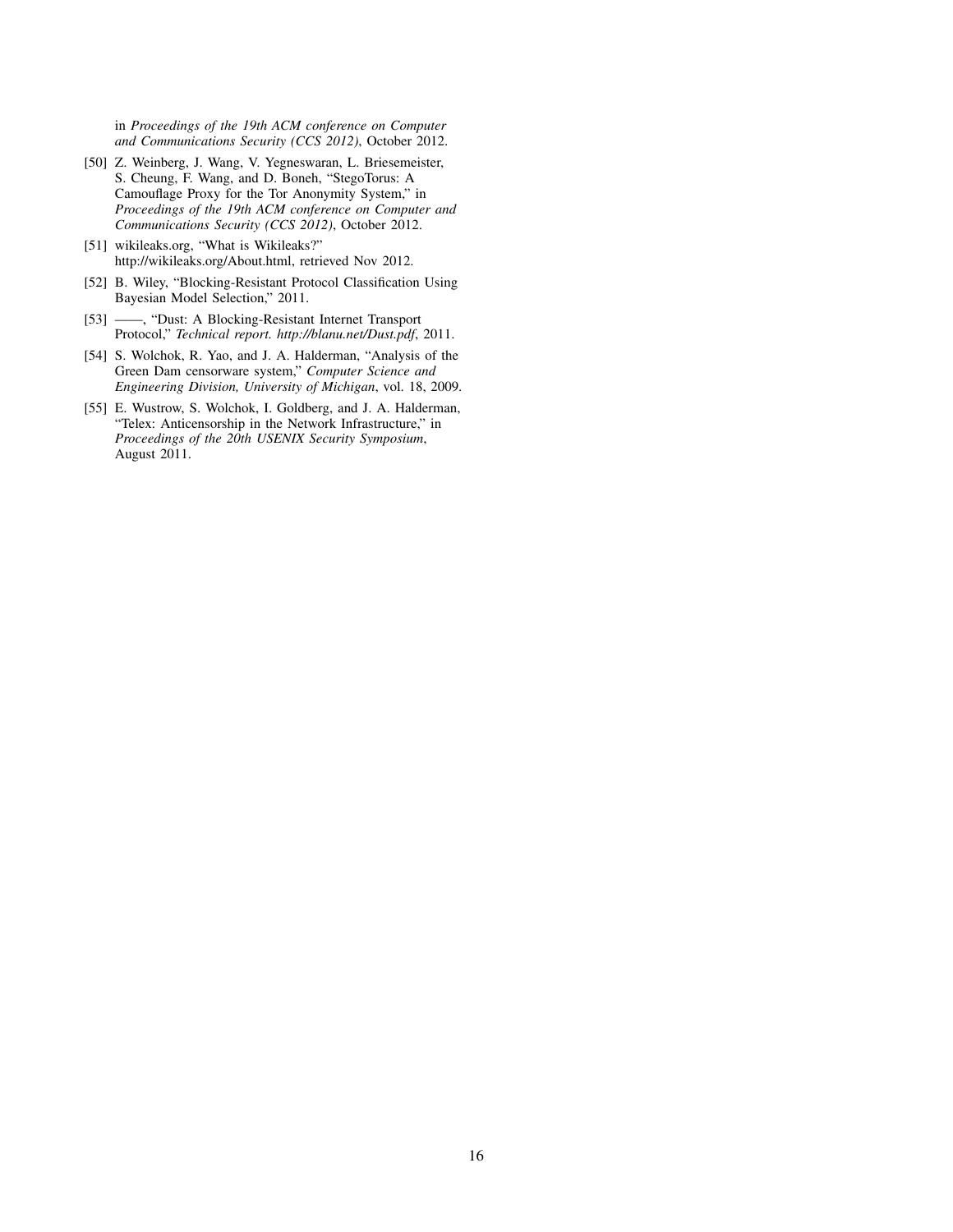in *Proceedings of the 19th ACM conference on Computer and Communications Security (CCS 2012)*, October 2012.

[50] Z. Weinberg, J. Wang, V. Yegneswaran, L. Briesemeister, S. Cheung, F. Wang, and D. Boneh, "StegoTorus: A Camouflage Proxy for the Tor Anonymity System," in *Proceedings of the 19th ACM conference on Computer and Communications Security (CCS 2012)*, October 2012.

[51] wikileaks.org, "What is Wikileaks?" http://wikileaks.org/About.html, retrieved Nov 2012.

[52] B. Wiley, "Blocking-Resistant Protocol Classification Using Bayesian Model Selection," 2011.

[53] ——, "Dust: A Blocking-Resistant Internet Transport Protocol," *Technical report. http://blanu.net/Dust.pdf*, 2011.

[54] S. Wolchok, R. Yao, and J. A. Halderman, "Analysis of the Green Dam censorware system," *Computer Science and Engineering Division, University of Michigan*, vol. 18, 2009.

[55] E. Wustrow, S. Wolchok, I. Goldberg, and J. A. Halderman, "Telex: Anticensorship in the Network Infrastructure," in *Proceedings of the 20th USENIX Security Symposium*, August 2011.